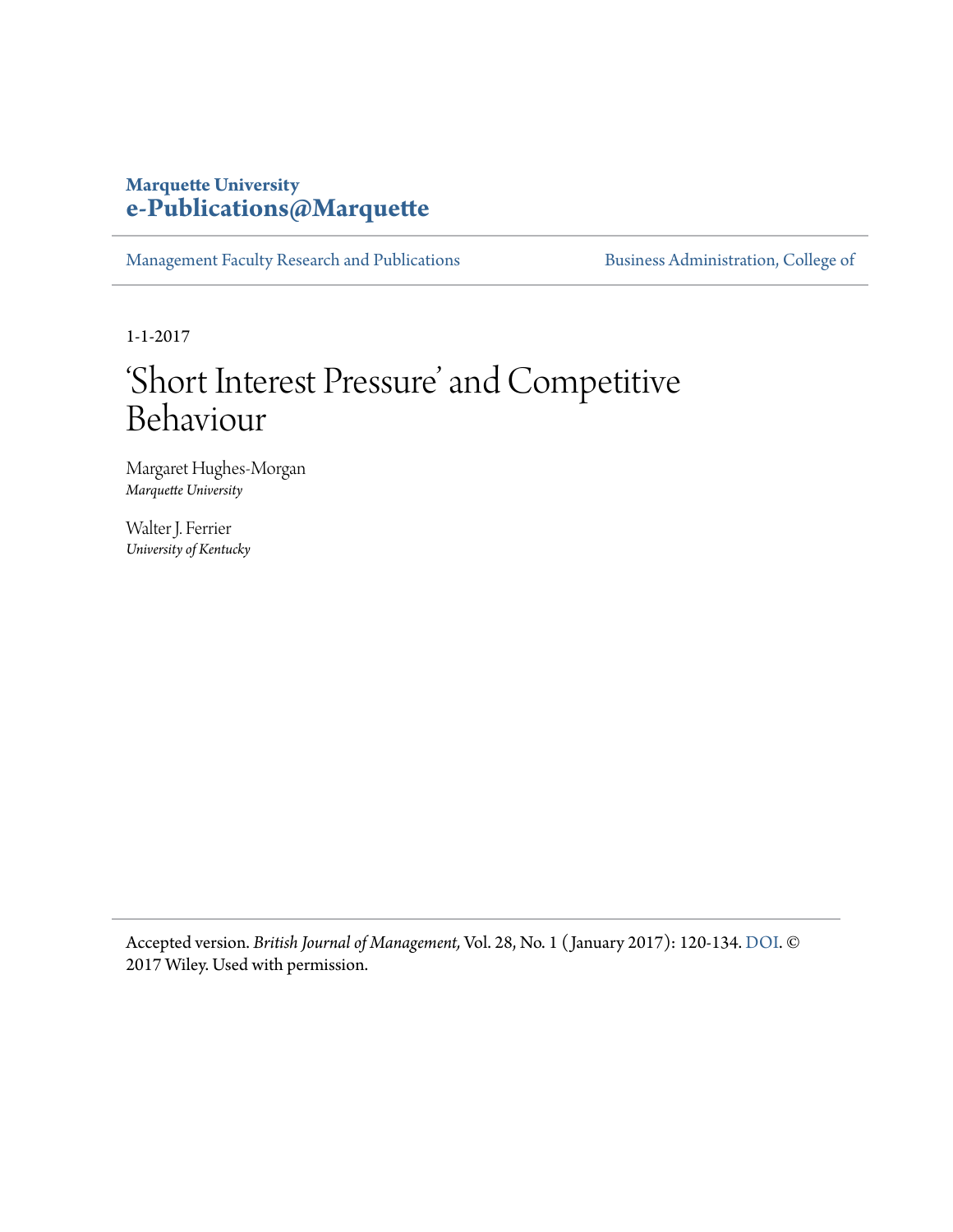Marquette University
**e-Publications@Marquette**

Management Faculty Research and Publications | Business Administration, College of

1-1-2017

# 'Short Interest Pressure' and Competitive Behaviour

Margaret Hughes-Morgan
*Marquette University*

Walter J. Ferrier
*University of Kentucky*

Accepted version. *British Journal of Management,* Vol. 28, No. 1 (January 2017): 120-134. DOI. © 2017 Wiley. Used with permission.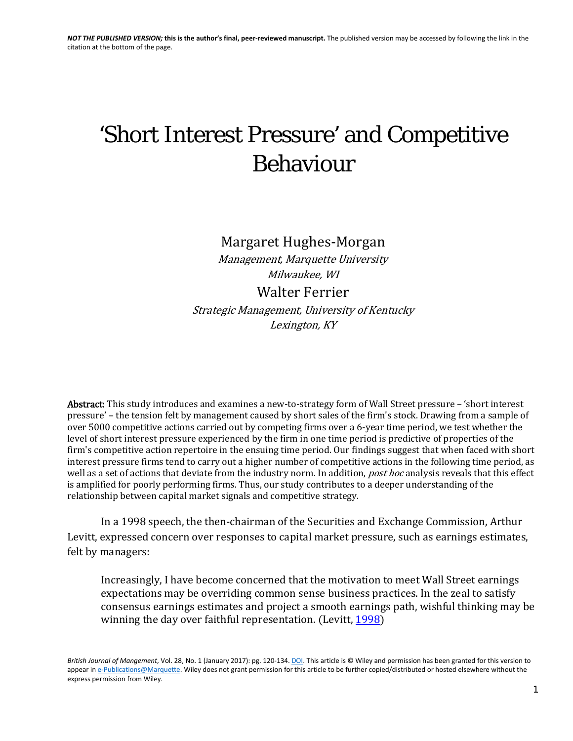*NOT THE PUBLISHED VERSION;* **this is the author's final, peer-reviewed manuscript.** The published version may be accessed by following the link in the citation at the bottom of the page.

# 'Short Interest Pressure' and Competitive Behaviour

Margaret Hughes-Morgan

*Management, Marquette University*
*Milwaukee, WI*

Walter Ferrier

*Strategic Management, University of Kentucky*
*Lexington, KY*

**Abstract:** This study introduces and examines a new-to-strategy form of Wall Street pressure – 'short interest pressure' – the tension felt by management caused by short sales of the firm's stock. Drawing from a sample of over 5000 competitive actions carried out by competing firms over a 6-year time period, we test whether the level of short interest pressure experienced by the firm in one time period is predictive of properties of the firm's competitive action repertoire in the ensuing time period. Our findings suggest that when faced with short interest pressure firms tend to carry out a higher number of competitive actions in the following time period, as well as a set of actions that deviate from the industry norm. In addition, *post hoc* analysis reveals that this effect is amplified for poorly performing firms. Thus, our study contributes to a deeper understanding of the relationship between capital market signals and competitive strategy.

In a 1998 speech, the then-chairman of the Securities and Exchange Commission, Arthur Levitt, expressed concern over responses to capital market pressure, such as earnings estimates, felt by managers:

> Increasingly, I have become concerned that the motivation to meet Wall Street earnings expectations may be overriding common sense business practices. In the zeal to satisfy consensus earnings estimates and project a smooth earnings path, wishful thinking may be winning the day over faithful representation. (Levitt, 1998)

*British Journal of Mangement*, Vol. 28, No. 1 (January 2017): pg. 120-134. DOI. This article is © Wiley and permission has been granted for this version to appear in e-Publications@Marquette. Wiley does not grant permission for this article to be further copied/distributed or hosted elsewhere without the express permission from Wiley.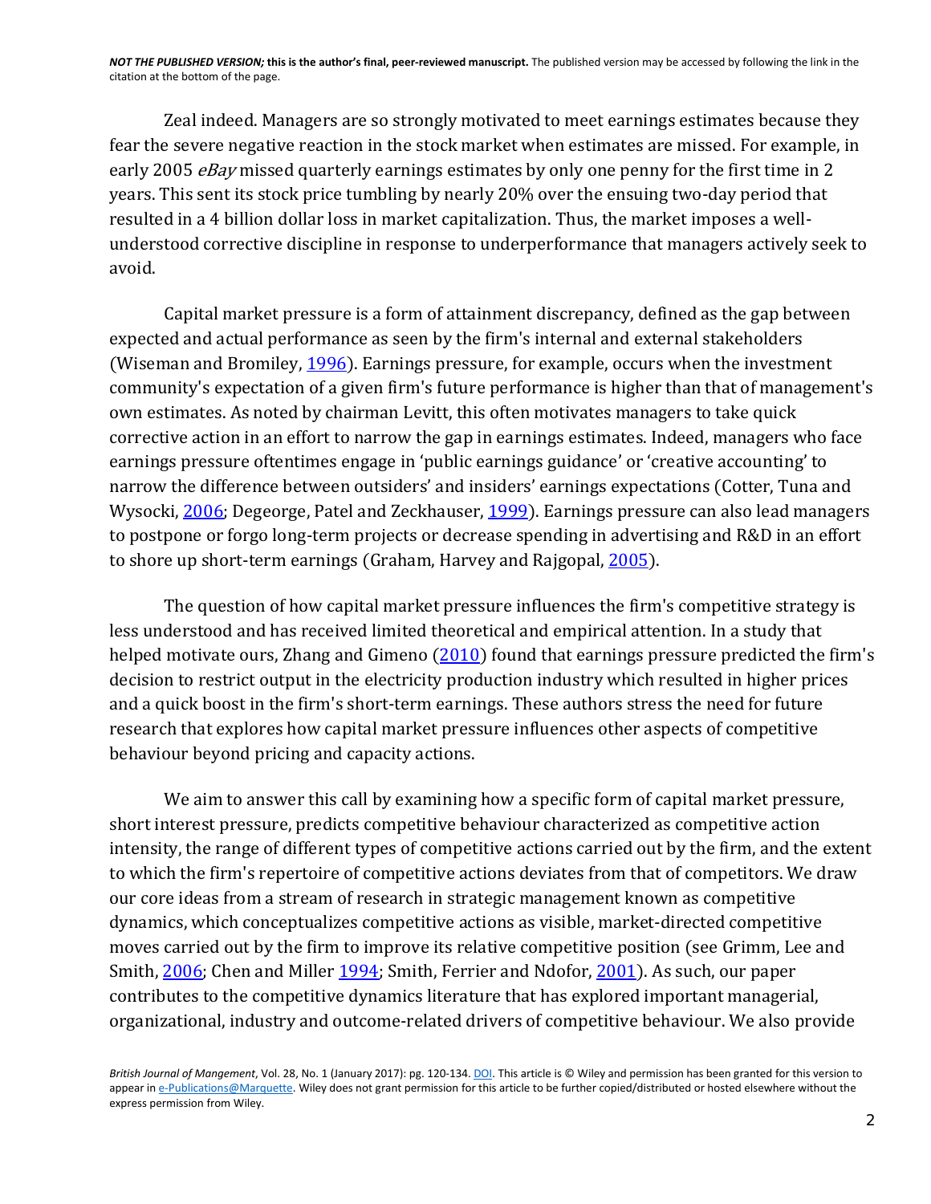Zeal indeed. Managers are so strongly motivated to meet earnings estimates because they fear the severe negative reaction in the stock market when estimates are missed. For example, in early 2005 *eBay* missed quarterly earnings estimates by only one penny for the first time in 2 years. This sent its stock price tumbling by nearly 20% over the ensuing two-day period that resulted in a 4 billion dollar loss in market capitalization. Thus, the market imposes a well-understood corrective discipline in response to underperformance that managers actively seek to avoid.

Capital market pressure is a form of attainment discrepancy, defined as the gap between expected and actual performance as seen by the firm's internal and external stakeholders (Wiseman and Bromiley, 1996). Earnings pressure, for example, occurs when the investment community's expectation of a given firm's future performance is higher than that of management's own estimates. As noted by chairman Levitt, this often motivates managers to take quick corrective action in an effort to narrow the gap in earnings estimates. Indeed, managers who face earnings pressure oftentimes engage in 'public earnings guidance' or 'creative accounting' to narrow the difference between outsiders' and insiders' earnings expectations (Cotter, Tuna and Wysocki, 2006; Degeorge, Patel and Zeckhauser, 1999). Earnings pressure can also lead managers to postpone or forgo long-term projects or decrease spending in advertising and R&D in an effort to shore up short-term earnings (Graham, Harvey and Rajgopal, 2005).

The question of how capital market pressure influences the firm's competitive strategy is less understood and has received limited theoretical and empirical attention. In a study that helped motivate ours, Zhang and Gimeno (2010) found that earnings pressure predicted the firm's decision to restrict output in the electricity production industry which resulted in higher prices and a quick boost in the firm's short-term earnings. These authors stress the need for future research that explores how capital market pressure influences other aspects of competitive behaviour beyond pricing and capacity actions.

We aim to answer this call by examining how a specific form of capital market pressure, short interest pressure, predicts competitive behaviour characterized as competitive action intensity, the range of different types of competitive actions carried out by the firm, and the extent to which the firm's repertoire of competitive actions deviates from that of competitors. We draw our core ideas from a stream of research in strategic management known as competitive dynamics, which conceptualizes competitive actions as visible, market-directed competitive moves carried out by the firm to improve its relative competitive position (see Grimm, Lee and Smith, 2006; Chen and Miller 1994; Smith, Ferrier and Ndofor, 2001). As such, our paper contributes to the competitive dynamics literature that has explored important managerial, organizational, industry and outcome-related drivers of competitive behaviour. We also provide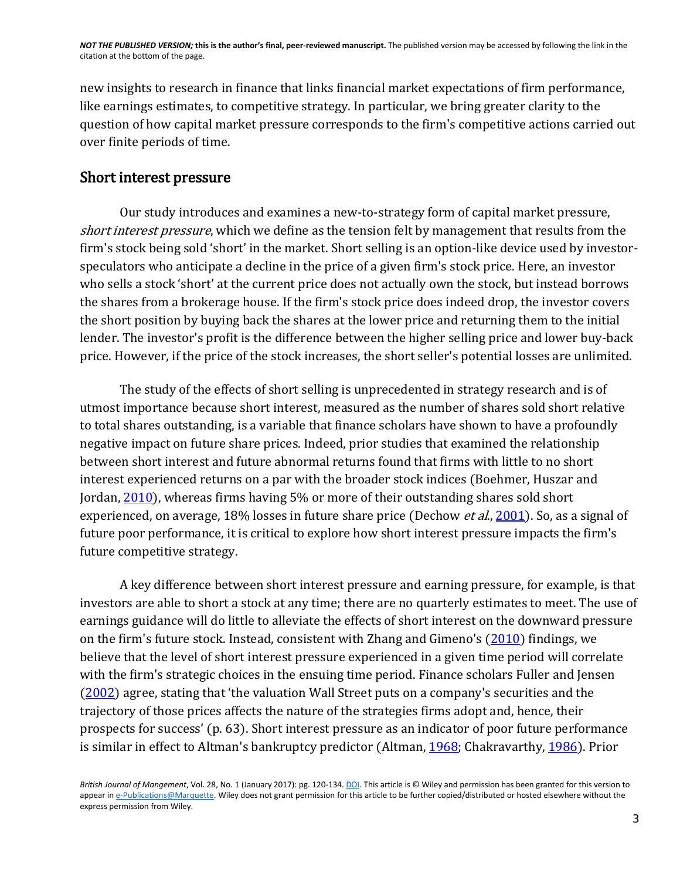new insights to research in finance that links financial market expectations of firm performance, like earnings estimates, to competitive strategy. In particular, we bring greater clarity to the question of how capital market pressure corresponds to the firm's competitive actions carried out over finite periods of time.

## Short interest pressure

Our study introduces and examines a new-to-strategy form of capital market pressure, *short interest pressure*, which we define as the tension felt by management that results from the firm's stock being sold 'short' in the market. Short selling is an option-like device used by investor-speculators who anticipate a decline in the price of a given firm's stock price. Here, an investor who sells a stock 'short' at the current price does not actually own the stock, but instead borrows the shares from a brokerage house. If the firm's stock price does indeed drop, the investor covers the short position by buying back the shares at the lower price and returning them to the initial lender. The investor's profit is the difference between the higher selling price and lower buy-back price. However, if the price of the stock increases, the short seller's potential losses are unlimited.

The study of the effects of short selling is unprecedented in strategy research and is of utmost importance because short interest, measured as the number of shares sold short relative to total shares outstanding, is a variable that finance scholars have shown to have a profoundly negative impact on future share prices. Indeed, prior studies that examined the relationship between short interest and future abnormal returns found that firms with little to no short interest experienced returns on a par with the broader stock indices (Boehmer, Huszar and Jordan, 2010), whereas firms having 5% or more of their outstanding shares sold short experienced, on average, 18% losses in future share price (Dechow *et al*., 2001). So, as a signal of future poor performance, it is critical to explore how short interest pressure impacts the firm's future competitive strategy.

A key difference between short interest pressure and earning pressure, for example, is that investors are able to short a stock at any time; there are no quarterly estimates to meet. The use of earnings guidance will do little to alleviate the effects of short interest on the downward pressure on the firm's future stock. Instead, consistent with Zhang and Gimeno's (2010) findings, we believe that the level of short interest pressure experienced in a given time period will correlate with the firm's strategic choices in the ensuing time period. Finance scholars Fuller and Jensen (2002) agree, stating that 'the valuation Wall Street puts on a company's securities and the trajectory of those prices affects the nature of the strategies firms adopt and, hence, their prospects for success' (p. 63). Short interest pressure as an indicator of poor future performance is similar in effect to Altman's bankruptcy predictor (Altman, 1968; Chakravarthy, 1986). Prior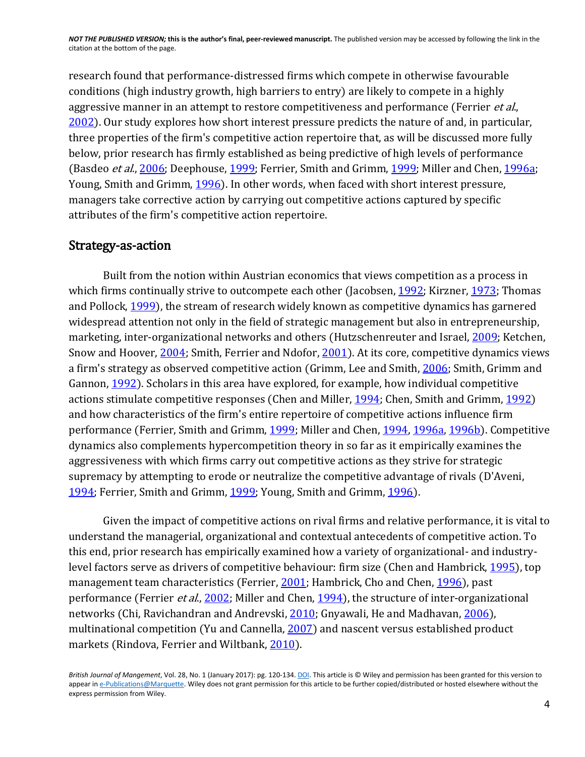research found that performance-distressed firms which compete in otherwise favourable conditions (high industry growth, high barriers to entry) are likely to compete in a highly aggressive manner in an attempt to restore competitiveness and performance (Ferrier *et al.*, 2002). Our study explores how short interest pressure predicts the nature of and, in particular, three properties of the firm's competitive action repertoire that, as will be discussed more fully below, prior research has firmly established as being predictive of high levels of performance (Basdeo *et al.*, 2006; Deephouse, 1999; Ferrier, Smith and Grimm, 1999; Miller and Chen, 1996a; Young, Smith and Grimm, 1996). In other words, when faced with short interest pressure, managers take corrective action by carrying out competitive actions captured by specific attributes of the firm's competitive action repertoire.

## Strategy-as-action

Built from the notion within Austrian economics that views competition as a process in which firms continually strive to outcompete each other (Jacobsen, 1992; Kirzner, 1973; Thomas and Pollock, 1999), the stream of research widely known as competitive dynamics has garnered widespread attention not only in the field of strategic management but also in entrepreneurship, marketing, inter-organizational networks and others (Hutzschenreuter and Israel, 2009; Ketchen, Snow and Hoover, 2004; Smith, Ferrier and Ndofor, 2001). At its core, competitive dynamics views a firm's strategy as observed competitive action (Grimm, Lee and Smith, 2006; Smith, Grimm and Gannon, 1992). Scholars in this area have explored, for example, how individual competitive actions stimulate competitive responses (Chen and Miller, 1994; Chen, Smith and Grimm, 1992) and how characteristics of the firm's entire repertoire of competitive actions influence firm performance (Ferrier, Smith and Grimm, 1999; Miller and Chen, 1994, 1996a, 1996b). Competitive dynamics also complements hypercompetition theory in so far as it empirically examines the aggressiveness with which firms carry out competitive actions as they strive for strategic supremacy by attempting to erode or neutralize the competitive advantage of rivals (D'Aveni, 1994; Ferrier, Smith and Grimm, 1999; Young, Smith and Grimm, 1996).

Given the impact of competitive actions on rival firms and relative performance, it is vital to understand the managerial, organizational and contextual antecedents of competitive action. To this end, prior research has empirically examined how a variety of organizational- and industry-level factors serve as drivers of competitive behaviour: firm size (Chen and Hambrick, 1995), top management team characteristics (Ferrier, 2001; Hambrick, Cho and Chen, 1996), past performance (Ferrier *et al.*, 2002; Miller and Chen, 1994), the structure of inter-organizational networks (Chi, Ravichandran and Andrevski, 2010; Gnyawali, He and Madhavan, 2006), multinational competition (Yu and Cannella, 2007) and nascent versus established product markets (Rindova, Ferrier and Wiltbank, 2010).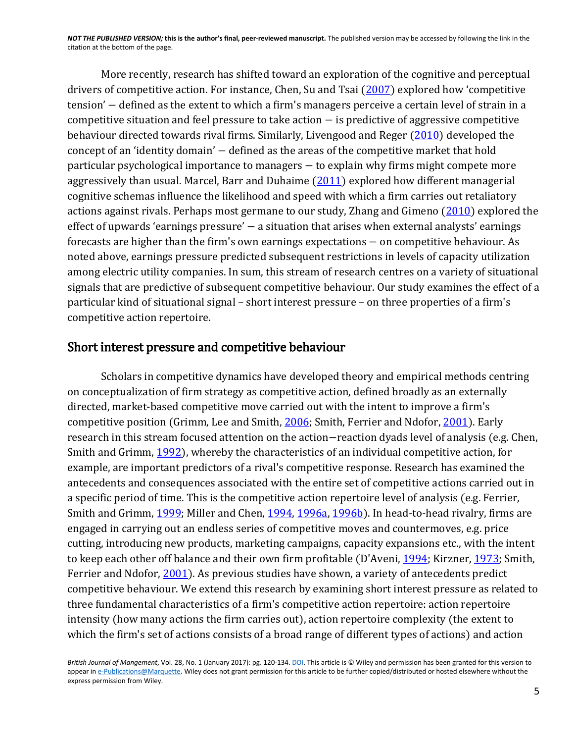More recently, research has shifted toward an exploration of the cognitive and perceptual drivers of competitive action. For instance, Chen, Su and Tsai (2007) explored how 'competitive tension' — defined as the extent to which a firm's managers perceive a certain level of strain in a competitive situation and feel pressure to take action — is predictive of aggressive competitive behaviour directed towards rival firms. Similarly, Livengood and Reger (2010) developed the concept of an 'identity domain' — defined as the areas of the competitive market that hold particular psychological importance to managers — to explain why firms might compete more aggressively than usual. Marcel, Barr and Duhaime (2011) explored how different managerial cognitive schemas influence the likelihood and speed with which a firm carries out retaliatory actions against rivals. Perhaps most germane to our study, Zhang and Gimeno (2010) explored the effect of upwards 'earnings pressure' — a situation that arises when external analysts' earnings forecasts are higher than the firm's own earnings expectations — on competitive behaviour. As noted above, earnings pressure predicted subsequent restrictions in levels of capacity utilization among electric utility companies. In sum, this stream of research centres on a variety of situational signals that are predictive of subsequent competitive behaviour. Our study examines the effect of a particular kind of situational signal – short interest pressure – on three properties of a firm's competitive action repertoire.

## Short interest pressure and competitive behaviour

Scholars in competitive dynamics have developed theory and empirical methods centring on conceptualization of firm strategy as competitive action, defined broadly as an externally directed, market-based competitive move carried out with the intent to improve a firm's competitive position (Grimm, Lee and Smith, 2006; Smith, Ferrier and Ndofor, 2001). Early research in this stream focused attention on the action—reaction dyads level of analysis (e.g. Chen, Smith and Grimm, 1992), whereby the characteristics of an individual competitive action, for example, are important predictors of a rival's competitive response. Research has examined the antecedents and consequences associated with the entire set of competitive actions carried out in a specific period of time. This is the competitive action repertoire level of analysis (e.g. Ferrier, Smith and Grimm, 1999; Miller and Chen, 1994, 1996a, 1996b). In head-to-head rivalry, firms are engaged in carrying out an endless series of competitive moves and countermoves, e.g. price cutting, introducing new products, marketing campaigns, capacity expansions etc., with the intent to keep each other off balance and their own firm profitable (D'Aveni, 1994; Kirzner, 1973; Smith, Ferrier and Ndofor, 2001). As previous studies have shown, a variety of antecedents predict competitive behaviour. We extend this research by examining short interest pressure as related to three fundamental characteristics of a firm's competitive action repertoire: action repertoire intensity (how many actions the firm carries out), action repertoire complexity (the extent to which the firm's set of actions consists of a broad range of different types of actions) and action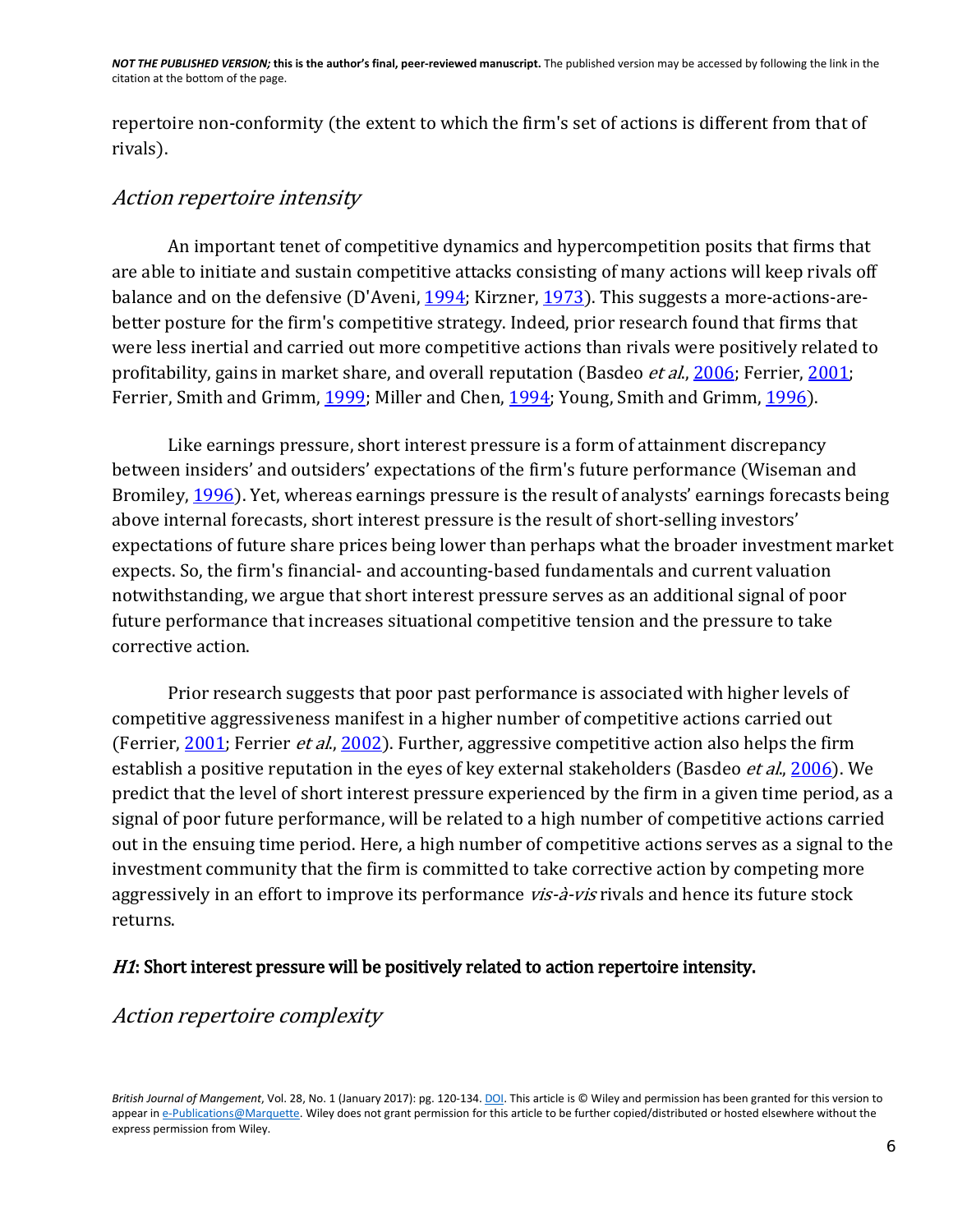repertoire non-conformity (the extent to which the firm's set of actions is different from that of rivals).

## *Action repertoire intensity*

An important tenet of competitive dynamics and hypercompetition posits that firms that are able to initiate and sustain competitive attacks consisting of many actions will keep rivals off balance and on the defensive (D'Aveni, 1994; Kirzner, 1973). This suggests a more-actions-are-better posture for the firm's competitive strategy. Indeed, prior research found that firms that were less inertial and carried out more competitive actions than rivals were positively related to profitability, gains in market share, and overall reputation (Basdeo *et al.*, 2006; Ferrier, 2001; Ferrier, Smith and Grimm, 1999; Miller and Chen, 1994; Young, Smith and Grimm, 1996).

Like earnings pressure, short interest pressure is a form of attainment discrepancy between insiders' and outsiders' expectations of the firm's future performance (Wiseman and Bromiley, 1996). Yet, whereas earnings pressure is the result of analysts' earnings forecasts being above internal forecasts, short interest pressure is the result of short-selling investors' expectations of future share prices being lower than perhaps what the broader investment market expects. So, the firm's financial- and accounting-based fundamentals and current valuation notwithstanding, we argue that short interest pressure serves as an additional signal of poor future performance that increases situational competitive tension and the pressure to take corrective action.

Prior research suggests that poor past performance is associated with higher levels of competitive aggressiveness manifest in a higher number of competitive actions carried out (Ferrier, 2001; Ferrier *et al.*, 2002). Further, aggressive competitive action also helps the firm establish a positive reputation in the eyes of key external stakeholders (Basdeo *et al.*, 2006). We predict that the level of short interest pressure experienced by the firm in a given time period, as a signal of poor future performance, will be related to a high number of competitive actions carried out in the ensuing time period. Here, a high number of competitive actions serves as a signal to the investment community that the firm is committed to take corrective action by competing more aggressively in an effort to improve its performance *vis-à-vis* rivals and hence its future stock returns.

***H1*: Short interest pressure will be positively related to action repertoire intensity.**

## *Action repertoire complexity*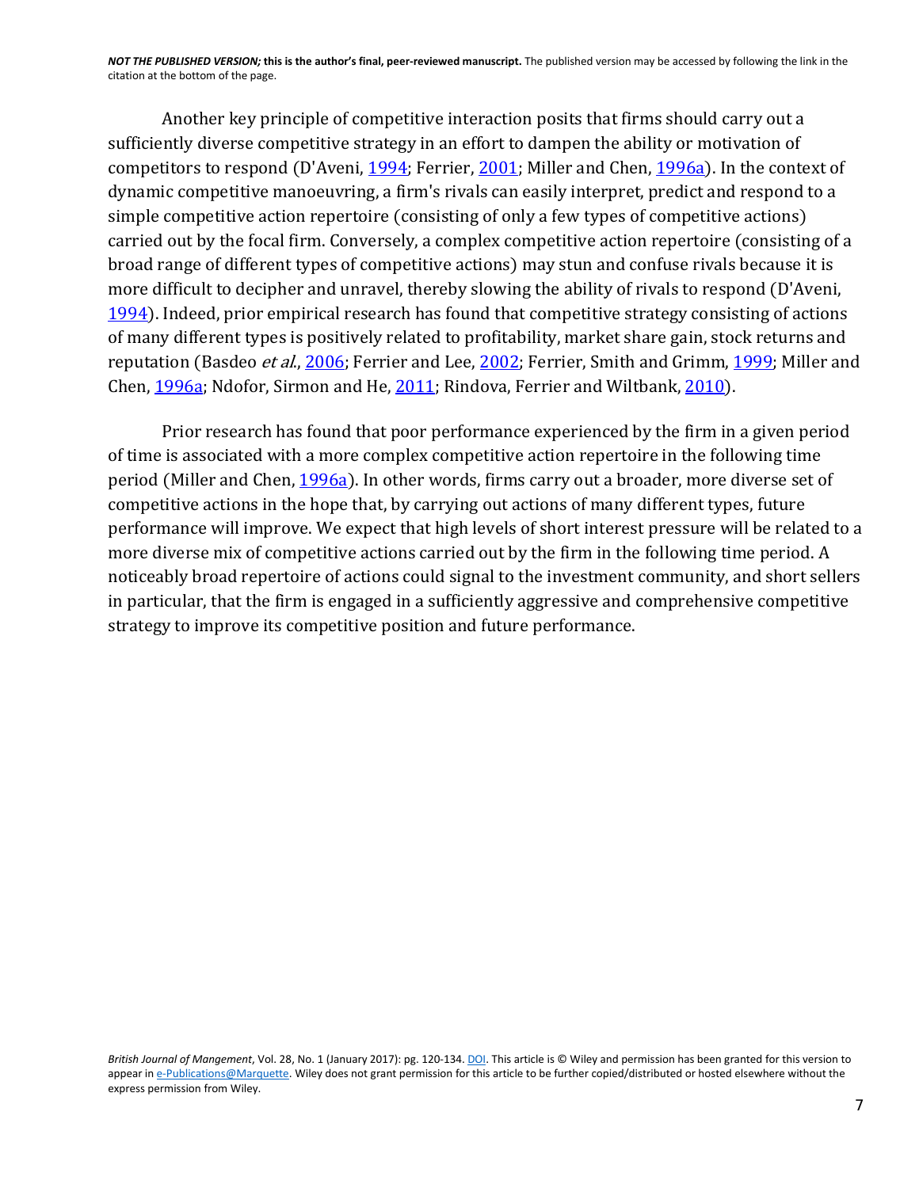Another key principle of competitive interaction posits that firms should carry out a sufficiently diverse competitive strategy in an effort to dampen the ability or motivation of competitors to respond (D'Aveni, 1994; Ferrier, 2001; Miller and Chen, 1996a). In the context of dynamic competitive manoeuvring, a firm's rivals can easily interpret, predict and respond to a simple competitive action repertoire (consisting of only a few types of competitive actions) carried out by the focal firm. Conversely, a complex competitive action repertoire (consisting of a broad range of different types of competitive actions) may stun and confuse rivals because it is more difficult to decipher and unravel, thereby slowing the ability of rivals to respond (D'Aveni, 1994). Indeed, prior empirical research has found that competitive strategy consisting of actions of many different types is positively related to profitability, market share gain, stock returns and reputation (Basdeo *et al.*, 2006; Ferrier and Lee, 2002; Ferrier, Smith and Grimm, 1999; Miller and Chen, 1996a; Ndofor, Sirmon and He, 2011; Rindova, Ferrier and Wiltbank, 2010).

Prior research has found that poor performance experienced by the firm in a given period of time is associated with a more complex competitive action repertoire in the following time period (Miller and Chen, 1996a). In other words, firms carry out a broader, more diverse set of competitive actions in the hope that, by carrying out actions of many different types, future performance will improve. We expect that high levels of short interest pressure will be related to a more diverse mix of competitive actions carried out by the firm in the following time period. A noticeably broad repertoire of actions could signal to the investment community, and short sellers in particular, that the firm is engaged in a sufficiently aggressive and comprehensive competitive strategy to improve its competitive position and future performance.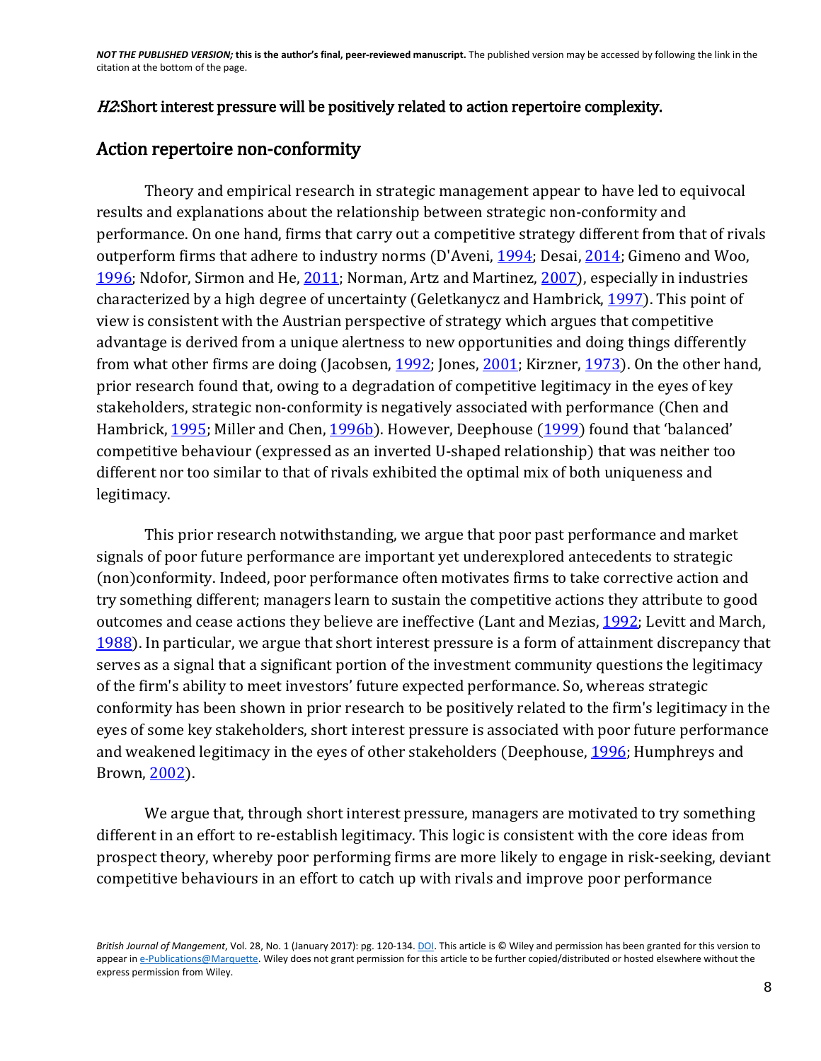*H2*:Short interest pressure will be positively related to action repertoire complexity.

## Action repertoire non-conformity

Theory and empirical research in strategic management appear to have led to equivocal results and explanations about the relationship between strategic non-conformity and performance. On one hand, firms that carry out a competitive strategy different from that of rivals outperform firms that adhere to industry norms (D'Aveni, 1994; Desai, 2014; Gimeno and Woo, 1996; Ndofor, Sirmon and He, 2011; Norman, Artz and Martinez, 2007), especially in industries characterized by a high degree of uncertainty (Geletkanycz and Hambrick, 1997). This point of view is consistent with the Austrian perspective of strategy which argues that competitive advantage is derived from a unique alertness to new opportunities and doing things differently from what other firms are doing (Jacobsen, 1992; Jones, 2001; Kirzner, 1973). On the other hand, prior research found that, owing to a degradation of competitive legitimacy in the eyes of key stakeholders, strategic non-conformity is negatively associated with performance (Chen and Hambrick, 1995; Miller and Chen, 1996b). However, Deephouse (1999) found that 'balanced' competitive behaviour (expressed as an inverted U-shaped relationship) that was neither too different nor too similar to that of rivals exhibited the optimal mix of both uniqueness and legitimacy.

This prior research notwithstanding, we argue that poor past performance and market signals of poor future performance are important yet underexplored antecedents to strategic (non)conformity. Indeed, poor performance often motivates firms to take corrective action and try something different; managers learn to sustain the competitive actions they attribute to good outcomes and cease actions they believe are ineffective (Lant and Mezias, 1992; Levitt and March, 1988). In particular, we argue that short interest pressure is a form of attainment discrepancy that serves as a signal that a significant portion of the investment community questions the legitimacy of the firm's ability to meet investors' future expected performance. So, whereas strategic conformity has been shown in prior research to be positively related to the firm's legitimacy in the eyes of some key stakeholders, short interest pressure is associated with poor future performance and weakened legitimacy in the eyes of other stakeholders (Deephouse, 1996; Humphreys and Brown, 2002).

We argue that, through short interest pressure, managers are motivated to try something different in an effort to re-establish legitimacy. This logic is consistent with the core ideas from prospect theory, whereby poor performing firms are more likely to engage in risk-seeking, deviant competitive behaviours in an effort to catch up with rivals and improve poor performance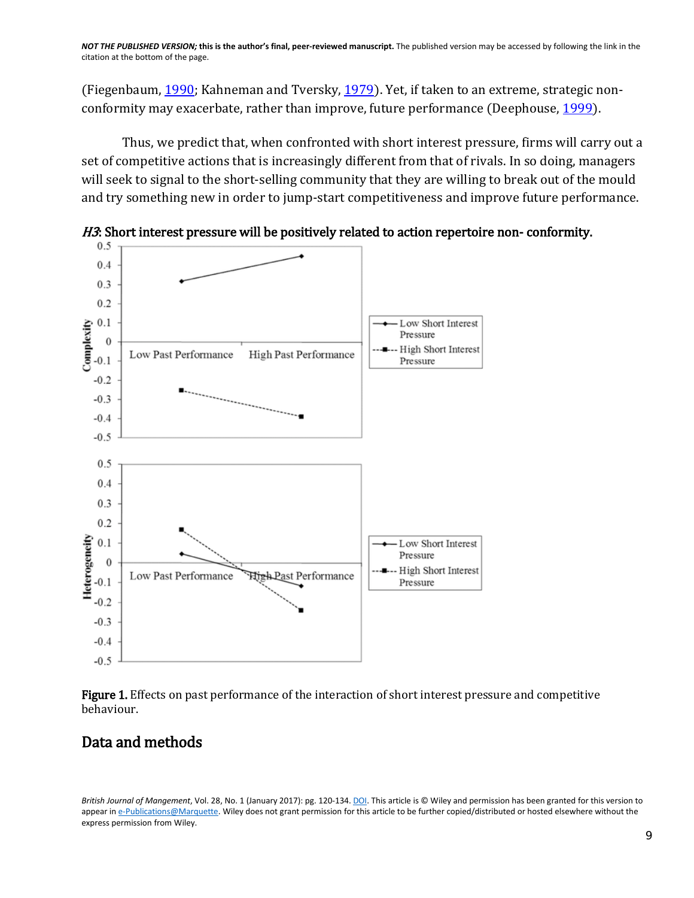(Fiegenbaum, 1990; Kahneman and Tversky, 1979). Yet, if taken to an extreme, strategic non-conformity may exacerbate, rather than improve, future performance (Deephouse, 1999).

Thus, we predict that, when confronted with short interest pressure, firms will carry out a set of competitive actions that is increasingly different from that of rivals. In so doing, managers will seek to signal to the short-selling community that they are willing to break out of the mould and try something new in order to jump-start competitiveness and improve future performance.

***H3*: Short interest pressure will be positively related to action repertoire non- conformity.**

**Figure 1.** Effects on past performance of the interaction of short interest pressure and competitive behaviour.

## Data and methods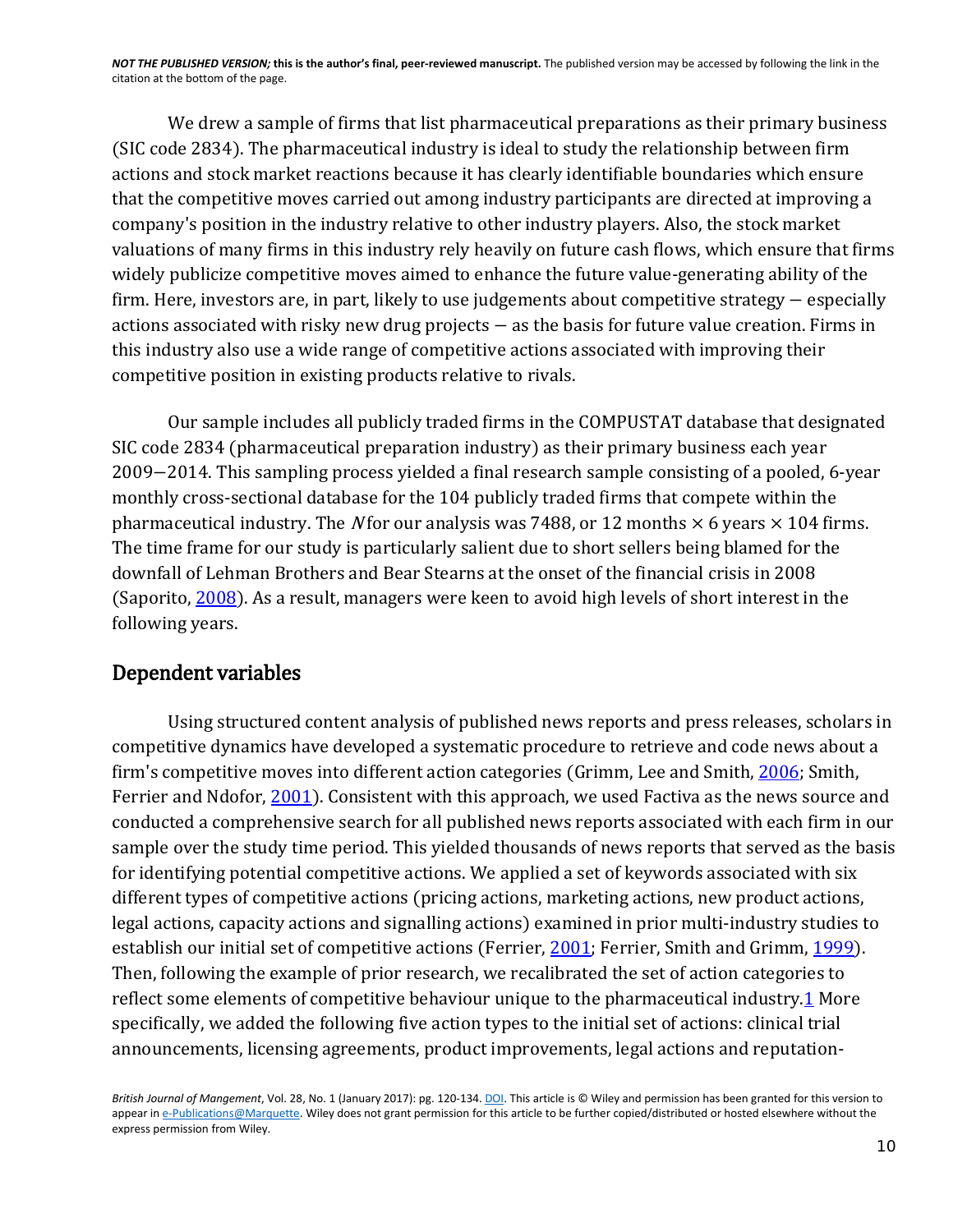We drew a sample of firms that list pharmaceutical preparations as their primary business (SIC code 2834). The pharmaceutical industry is ideal to study the relationship between firm actions and stock market reactions because it has clearly identifiable boundaries which ensure that the competitive moves carried out among industry participants are directed at improving a company's position in the industry relative to other industry players. Also, the stock market valuations of many firms in this industry rely heavily on future cash flows, which ensure that firms widely publicize competitive moves aimed to enhance the future value-generating ability of the firm. Here, investors are, in part, likely to use judgements about competitive strategy — especially actions associated with risky new drug projects — as the basis for future value creation. Firms in this industry also use a wide range of competitive actions associated with improving their competitive position in existing products relative to rivals.

Our sample includes all publicly traded firms in the COMPUSTAT database that designated SIC code 2834 (pharmaceutical preparation industry) as their primary business each year 2009−2014. This sampling process yielded a final research sample consisting of a pooled, 6-year monthly cross-sectional database for the 104 publicly traded firms that compete within the pharmaceutical industry. The *N* for our analysis was 7488, or 12 months × 6 years × 104 firms. The time frame for our study is particularly salient due to short sellers being blamed for the downfall of Lehman Brothers and Bear Stearns at the onset of the financial crisis in 2008 (Saporito, 2008). As a result, managers were keen to avoid high levels of short interest in the following years.

## Dependent variables

Using structured content analysis of published news reports and press releases, scholars in competitive dynamics have developed a systematic procedure to retrieve and code news about a firm's competitive moves into different action categories (Grimm, Lee and Smith, 2006; Smith, Ferrier and Ndofor, 2001). Consistent with this approach, we used Factiva as the news source and conducted a comprehensive search for all published news reports associated with each firm in our sample over the study time period. This yielded thousands of news reports that served as the basis for identifying potential competitive actions. We applied a set of keywords associated with six different types of competitive actions (pricing actions, marketing actions, new product actions, legal actions, capacity actions and signalling actions) examined in prior multi-industry studies to establish our initial set of competitive actions (Ferrier, 2001; Ferrier, Smith and Grimm, 1999). Then, following the example of prior research, we recalibrated the set of action categories to reflect some elements of competitive behaviour unique to the pharmaceutical industry.[1] More specifically, we added the following five action types to the initial set of actions: clinical trial announcements, licensing agreements, product improvements, legal actions and reputation-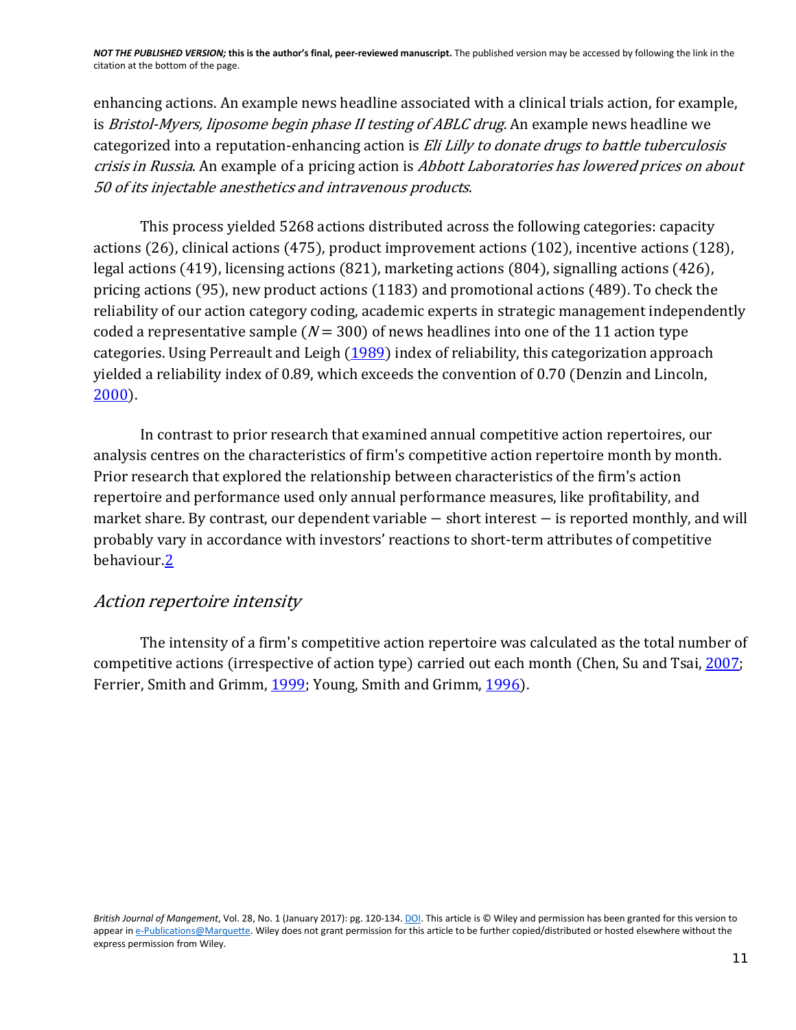enhancing actions. An example news headline associated with a clinical trials action, for example, is *Bristol-Myers, liposome begin phase II testing of ABLC drug*. An example news headline we categorized into a reputation-enhancing action is *Eli Lilly to donate drugs to battle tuberculosis crisis in Russia*. An example of a pricing action is *Abbott Laboratories has lowered prices on about 50 of its injectable anesthetics and intravenous products*.

This process yielded 5268 actions distributed across the following categories: capacity actions (26), clinical actions (475), product improvement actions (102), incentive actions (128), legal actions (419), licensing actions (821), marketing actions (804), signalling actions (426), pricing actions (95), new product actions (1183) and promotional actions (489). To check the reliability of our action category coding, academic experts in strategic management independently coded a representative sample ($N = 300$) of news headlines into one of the 11 action type categories. Using Perreault and Leigh (1989) index of reliability, this categorization approach yielded a reliability index of 0.89, which exceeds the convention of 0.70 (Denzin and Lincoln, 2000).

In contrast to prior research that examined annual competitive action repertoires, our analysis centres on the characteristics of firm's competitive action repertoire month by month. Prior research that explored the relationship between characteristics of the firm's action repertoire and performance used only annual performance measures, like profitability, and market share. By contrast, our dependent variable — short interest — is reported monthly, and will probably vary in accordance with investors' reactions to short-term attributes of competitive behaviour.[2]

### *Action repertoire intensity*

The intensity of a firm's competitive action repertoire was calculated as the total number of competitive actions (irrespective of action type) carried out each month (Chen, Su and Tsai, 2007; Ferrier, Smith and Grimm, 1999; Young, Smith and Grimm, 1996).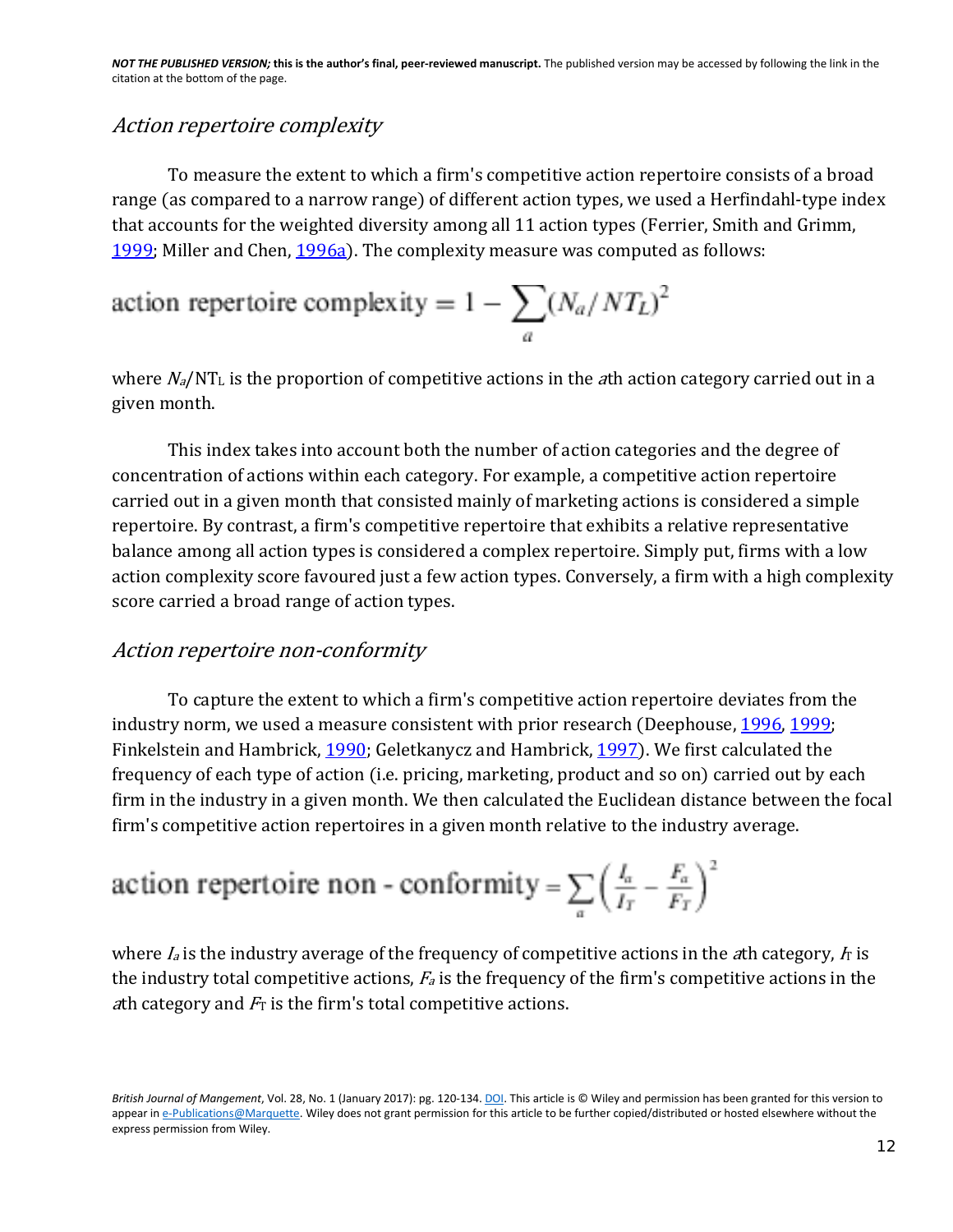### *Action repertoire complexity*

To measure the extent to which a firm's competitive action repertoire consists of a broad range (as compared to a narrow range) of different action types, we used a Herfindahl-type index that accounts for the weighted diversity among all 11 action types (Ferrier, Smith and Grimm, 1999; Miller and Chen, 1996a). The complexity measure was computed as follows:

$$\text{action repertoire complexity} = 1 - \sum_{a} (N_a / NT_L)^2$$

where $N_a/NT_L$ is the proportion of competitive actions in the $a$th action category carried out in a given month.

This index takes into account both the number of action categories and the degree of concentration of actions within each category. For example, a competitive action repertoire carried out in a given month that consisted mainly of marketing actions is considered a simple repertoire. By contrast, a firm's competitive repertoire that exhibits a relative representative balance among all action types is considered a complex repertoire. Simply put, firms with a low action complexity score favoured just a few action types. Conversely, a firm with a high complexity score carried a broad range of action types.

### *Action repertoire non-conformity*

To capture the extent to which a firm's competitive action repertoire deviates from the industry norm, we used a measure consistent with prior research (Deephouse, 1996, 1999; Finkelstein and Hambrick, 1990; Geletkanycz and Hambrick, 1997). We first calculated the frequency of each type of action (i.e. pricing, marketing, product and so on) carried out by each firm in the industry in a given month. We then calculated the Euclidean distance between the focal firm's competitive action repertoires in a given month relative to the industry average.

$$\text{action repertoire non-conformity} = \sum_{a} \left( \frac{I_a}{I_T} - \frac{F_a}{F_T} \right)^2$$

where $I_a$ is the industry average of the frequency of competitive actions in the $a$th category, $I_T$ is the industry total competitive actions, $F_a$ is the frequency of the firm's competitive actions in the $a$th category and $F_T$ is the firm's total competitive actions.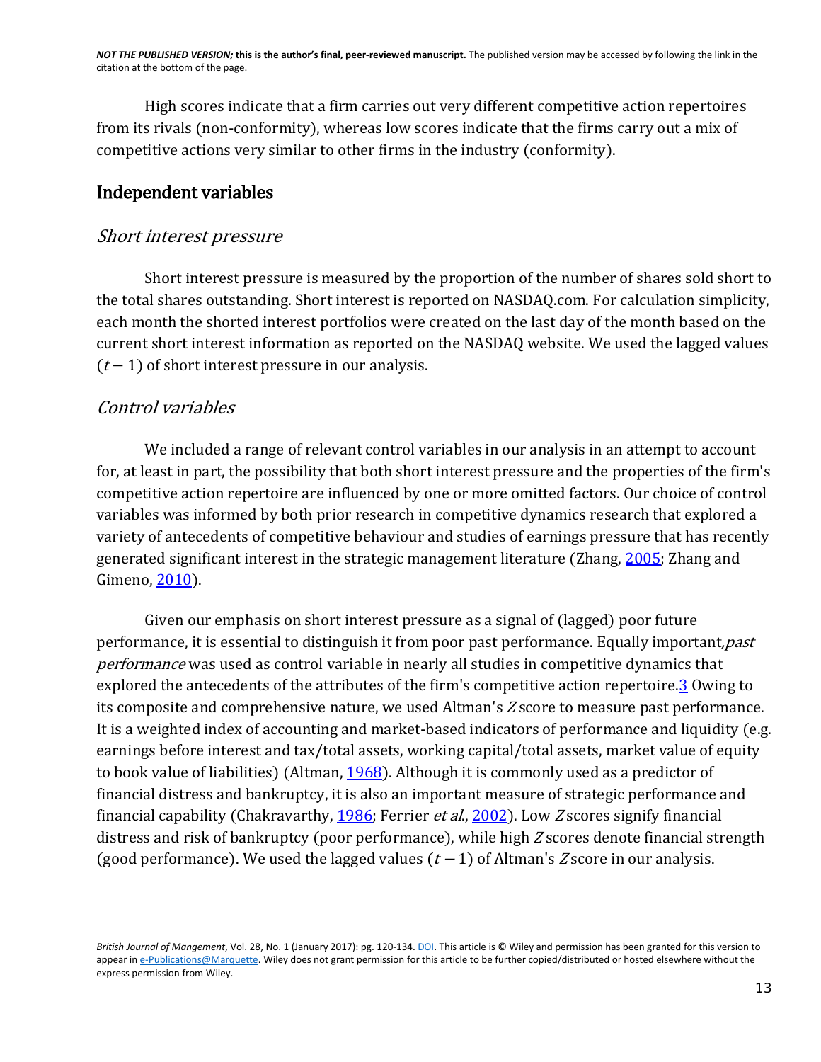High scores indicate that a firm carries out very different competitive action repertoires from its rivals (non-conformity), whereas low scores indicate that the firms carry out a mix of competitive actions very similar to other firms in the industry (conformity).

## Independent variables

### *Short interest pressure*

Short interest pressure is measured by the proportion of the number of shares sold short to the total shares outstanding. Short interest is reported on NASDAQ.com. For calculation simplicity, each month the shorted interest portfolios were created on the last day of the month based on the current short interest information as reported on the NASDAQ website. We used the lagged values ($t - 1$) of short interest pressure in our analysis.

### *Control variables*

We included a range of relevant control variables in our analysis in an attempt to account for, at least in part, the possibility that both short interest pressure and the properties of the firm's competitive action repertoire are influenced by one or more omitted factors. Our choice of control variables was informed by both prior research in competitive dynamics research that explored a variety of antecedents of competitive behaviour and studies of earnings pressure that has recently generated significant interest in the strategic management literature (Zhang, 2005; Zhang and Gimeno, 2010).

Given our emphasis on short interest pressure as a signal of (lagged) poor future performance, it is essential to distinguish it from poor past performance. Equally important, *past performance* was used as control variable in nearly all studies in competitive dynamics that explored the antecedents of the attributes of the firm's competitive action repertoire.[3] Owing to its composite and comprehensive nature, we used Altman's $Z$ score to measure past performance. It is a weighted index of accounting and market-based indicators of performance and liquidity (e.g. earnings before interest and tax/total assets, working capital/total assets, market value of equity to book value of liabilities) (Altman, 1968). Although it is commonly used as a predictor of financial distress and bankruptcy, it is also an important measure of strategic performance and financial capability (Chakravarthy, 1986; Ferrier *et al.*, 2002). Low $Z$ scores signify financial distress and risk of bankruptcy (poor performance), while high $Z$ scores denote financial strength (good performance). We used the lagged values ($t - 1$) of Altman's $Z$ score in our analysis.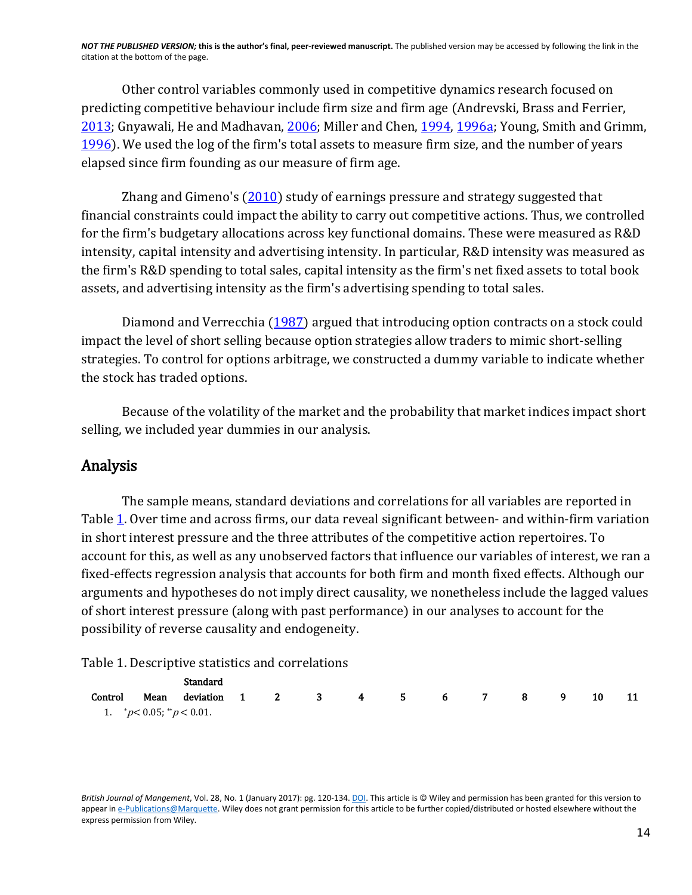Other control variables commonly used in competitive dynamics research focused on predicting competitive behaviour include firm size and firm age (Andrevski, Brass and Ferrier, 2013; Gnyawali, He and Madhavan, 2006; Miller and Chen, 1994, 1996a; Young, Smith and Grimm, 1996). We used the log of the firm's total assets to measure firm size, and the number of years elapsed since firm founding as our measure of firm age.

Zhang and Gimeno's (2010) study of earnings pressure and strategy suggested that financial constraints could impact the ability to carry out competitive actions. Thus, we controlled for the firm's budgetary allocations across key functional domains. These were measured as R&D intensity, capital intensity and advertising intensity. In particular, R&D intensity was measured as the firm's R&D spending to total sales, capital intensity as the firm's net fixed assets to total book assets, and advertising intensity as the firm's advertising spending to total sales.

Diamond and Verrecchia (1987) argued that introducing option contracts on a stock could impact the level of short selling because option strategies allow traders to mimic short-selling strategies. To control for options arbitrage, we constructed a dummy variable to indicate whether the stock has traded options.

Because of the volatility of the market and the probability that market indices impact short selling, we included year dummies in our analysis.

## Analysis

The sample means, standard deviations and correlations for all variables are reported in Table 1. Over time and across firms, our data reveal significant between- and within-firm variation in short interest pressure and the three attributes of the competitive action repertoires. To account for this, as well as any unobserved factors that influence our variables of interest, we ran a fixed-effects regression analysis that accounts for both firm and month fixed effects. Although our arguments and hypotheses do not imply direct causality, we nonetheless include the lagged values of short interest pressure (along with past performance) in our analyses to account for the possibility of reverse causality and endogeneity.

Table 1. Descriptive statistics and correlations

| Control | Mean | Standard deviation | 1 | 2 | 3 | 4 | 5 | 6 | 7 | 8 | 9 | 10 | 11 |
|---|---|---|---|---|---|---|---|---|---|---|---|---|---|

1. $^{*}p < 0.05$; $^{**}p < 0.01$.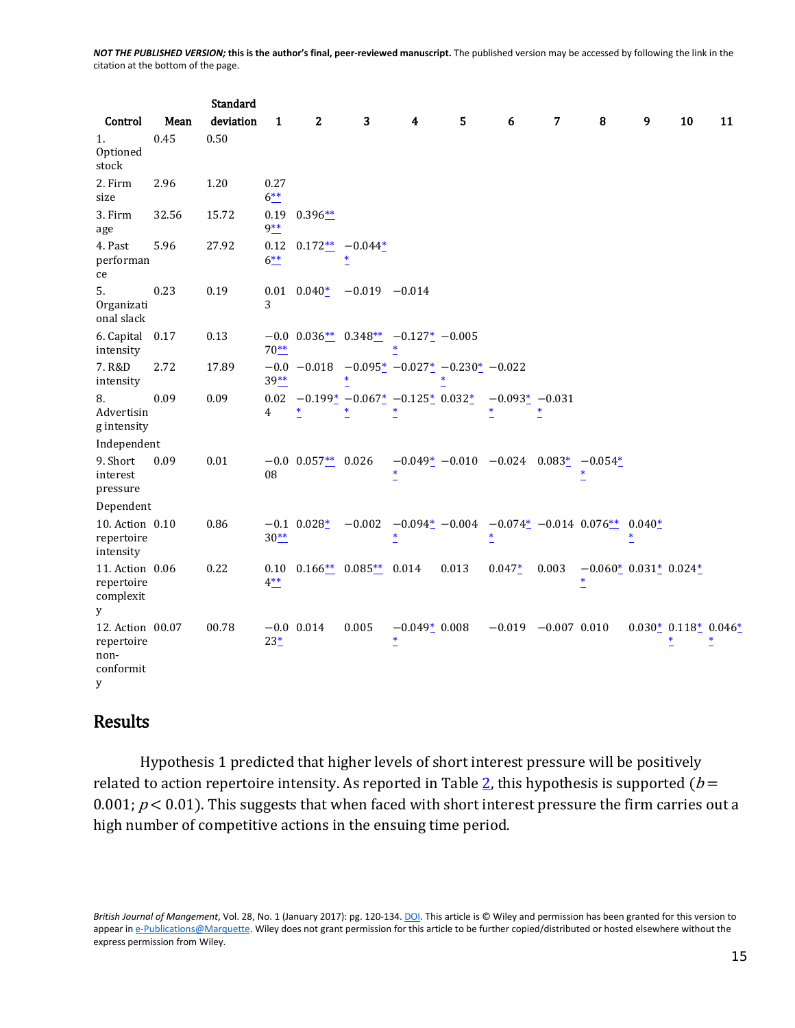| Control | Mean | Standard deviation | 1 | 2 | 3 | 4 | 5 | 6 | 7 | 8 | 9 | 10 | 11 |
|---|---|---|---|---|---|---|---|---|---|---|---|---|---|
| 1. Optioned stock | 0.45 | 0.50 | | | | | | | | | | | |
| 2. Firm size | 2.96 | 1.20 | 0.276** | | | | | | | | | | |
| 3. Firm age | 32.56 | 15.72 | 0.199** | 0.396** | | | | | | | | | |
| 4. Past performance | 5.96 | 27.92 | 0.126** | 0.172** | −0.044** | | | | | | | | |
| 5. Organizational slack | 0.23 | 0.19 | 0.013 | 0.040* | −0.019 | −0.014 | | | | | | | |
| 6. Capital intensity | 0.17 | 0.13 | −0.070** | 0.036** | 0.348** | −0.127** | −0.005 | | | | | | |
| 7. R&D intensity | 2.72 | 17.89 | −0.039** | −0.018 | −0.095** | −0.027* | −0.230** | −0.022 | | | | | |
| 8. Advertising intensity | 0.09 | 0.09 | 0.024 | −0.199** | −0.067** | −0.125** | 0.032* | −0.093** | −0.031* | | | | |
| Independent | | | | | | | | | | | | | |
| 9. Short interest pressure | 0.09 | 0.01 | −0.008 | 0.057** | 0.026 | −0.049** | −0.010 | −0.024 | 0.083* | −0.054** | | | |
| Dependent | | | | | | | | | | | | | |
| 10. Action repertoire intensity | 0.10 | 0.86 | −0.130** | 0.028* | −0.002 | −0.094** | −0.004 | −0.074** | −0.014 | 0.076** | 0.040** | | |
| 11. Action repertoire complexity | 0.06 | 0.22 | 0.104** | 0.166** | 0.085** | 0.014 | 0.013 | 0.047* | 0.003 | −0.060** | 0.031* | 0.024* | |
| 12. Action repertoire non-conformity | 00.07 | 00.78 | −0.023* | 0.014 | 0.005 | −0.049** | 0.008 | −0.019 | −0.007 | 0.010 | 0.030* | 0.118** | 0.046** |

## Results

Hypothesis 1 predicted that higher levels of short interest pressure will be positively related to action repertoire intensity. As reported in Table 2, this hypothesis is supported ($b = 0.001$; $p < 0.01$). This suggests that when faced with short interest pressure the firm carries out a high number of competitive actions in the ensuing time period.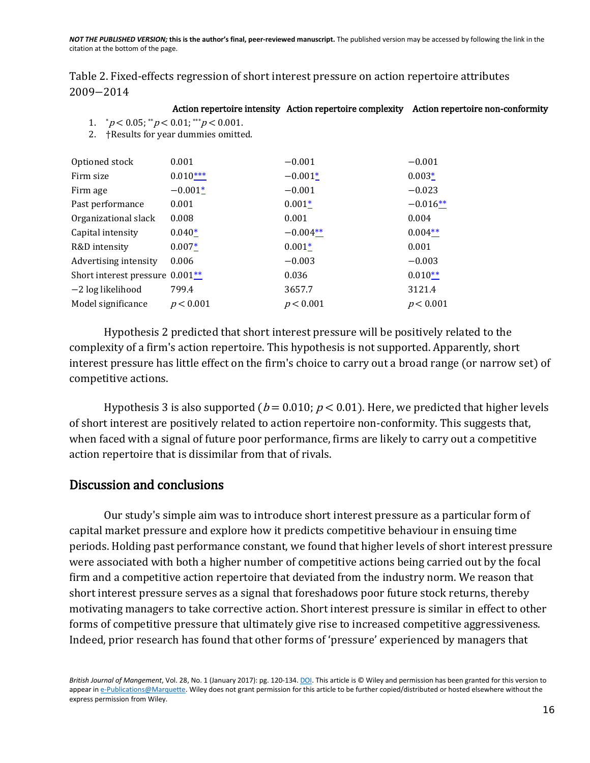Table 2. Fixed-effects regression of short interest pressure on action repertoire attributes 2009−2014

|  | Action repertoire intensity | Action repertoire complexity | Action repertoire non-conformity |
|---|---|---|---|
| Optioned stock | 0.001 | −0.001 | −0.001 |
| Firm size | 0.010*** | −0.001* | 0.003* |
| Firm age | −0.001* | −0.001 | −0.023 |
| Past performance | 0.001 | 0.001* | −0.016** |
| Organizational slack | 0.008 | 0.001 | 0.004 |
| Capital intensity | 0.040* | −0.004** | 0.004** |
| R&D intensity | 0.007* | 0.001* | 0.001 |
| Advertising intensity | 0.006 | −0.003 | −0.003 |
| Short interest pressure | 0.001** | 0.036 | 0.010** |
| −2 log likelihood | 799.4 | 3657.7 | 3121.4 |
| Model significance | $p < 0.001$ | $p < 0.001$ | $p < 0.001$ |

1. $^{*}p < 0.05$; $^{**}p < 0.01$; $^{***}p < 0.001$.
2. †Results for year dummies omitted.

Hypothesis 2 predicted that short interest pressure will be positively related to the complexity of a firm's action repertoire. This hypothesis is not supported. Apparently, short interest pressure has little effect on the firm's choice to carry out a broad range (or narrow set) of competitive actions.

Hypothesis 3 is also supported ($b = 0.010$; $p < 0.01$). Here, we predicted that higher levels of short interest are positively related to action repertoire non-conformity. This suggests that, when faced with a signal of future poor performance, firms are likely to carry out a competitive action repertoire that is dissimilar from that of rivals.

## Discussion and conclusions

Our study's simple aim was to introduce short interest pressure as a particular form of capital market pressure and explore how it predicts competitive behaviour in ensuing time periods. Holding past performance constant, we found that higher levels of short interest pressure were associated with both a higher number of competitive actions being carried out by the focal firm and a competitive action repertoire that deviated from the industry norm. We reason that short interest pressure serves as a signal that foreshadows poor future stock returns, thereby motivating managers to take corrective action. Short interest pressure is similar in effect to other forms of competitive pressure that ultimately give rise to increased competitive aggressiveness. Indeed, prior research has found that other forms of 'pressure' experienced by managers that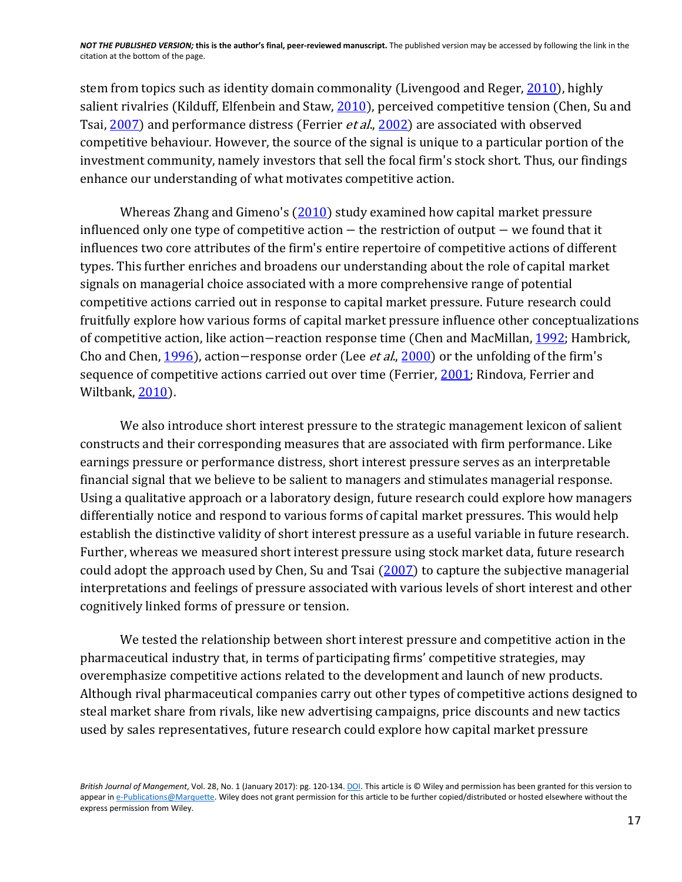stem from topics such as identity domain commonality (Livengood and Reger, 2010), highly salient rivalries (Kilduff, Elfenbein and Staw, 2010), perceived competitive tension (Chen, Su and Tsai, 2007) and performance distress (Ferrier *et al*., 2002) are associated with observed competitive behaviour. However, the source of the signal is unique to a particular portion of the investment community, namely investors that sell the focal firm's stock short. Thus, our findings enhance our understanding of what motivates competitive action.

Whereas Zhang and Gimeno's (2010) study examined how capital market pressure influenced only one type of competitive action — the restriction of output — we found that it influences two core attributes of the firm's entire repertoire of competitive actions of different types. This further enriches and broadens our understanding about the role of capital market signals on managerial choice associated with a more comprehensive range of potential competitive actions carried out in response to capital market pressure. Future research could fruitfully explore how various forms of capital market pressure influence other conceptualizations of competitive action, like action—reaction response time (Chen and MacMillan, 1992; Hambrick, Cho and Chen, 1996), action—response order (Lee *et al*., 2000) or the unfolding of the firm's sequence of competitive actions carried out over time (Ferrier, 2001; Rindova, Ferrier and Wiltbank, 2010).

We also introduce short interest pressure to the strategic management lexicon of salient constructs and their corresponding measures that are associated with firm performance. Like earnings pressure or performance distress, short interest pressure serves as an interpretable financial signal that we believe to be salient to managers and stimulates managerial response. Using a qualitative approach or a laboratory design, future research could explore how managers differentially notice and respond to various forms of capital market pressures. This would help establish the distinctive validity of short interest pressure as a useful variable in future research. Further, whereas we measured short interest pressure using stock market data, future research could adopt the approach used by Chen, Su and Tsai (2007) to capture the subjective managerial interpretations and feelings of pressure associated with various levels of short interest and other cognitively linked forms of pressure or tension.

We tested the relationship between short interest pressure and competitive action in the pharmaceutical industry that, in terms of participating firms' competitive strategies, may overemphasize competitive actions related to the development and launch of new products. Although rival pharmaceutical companies carry out other types of competitive actions designed to steal market share from rivals, like new advertising campaigns, price discounts and new tactics used by sales representatives, future research could explore how capital market pressure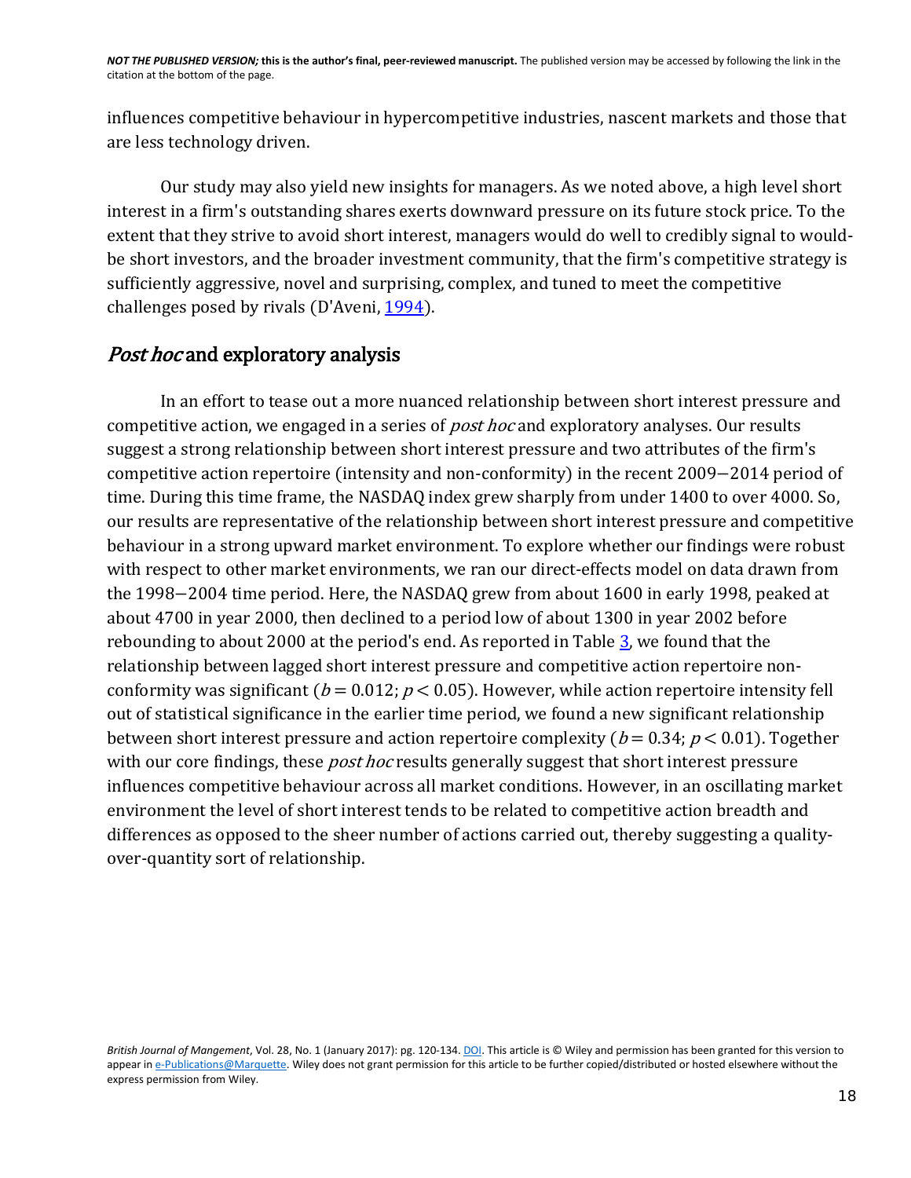influences competitive behaviour in hypercompetitive industries, nascent markets and those that are less technology driven.

Our study may also yield new insights for managers. As we noted above, a high level short interest in a firm's outstanding shares exerts downward pressure on its future stock price. To the extent that they strive to avoid short interest, managers would do well to credibly signal to would-be short investors, and the broader investment community, that the firm's competitive strategy is sufficiently aggressive, novel and surprising, complex, and tuned to meet the competitive challenges posed by rivals (D'Aveni, 1994).

## *Post hoc* and exploratory analysis

In an effort to tease out a more nuanced relationship between short interest pressure and competitive action, we engaged in a series of *post hoc* and exploratory analyses. Our results suggest a strong relationship between short interest pressure and two attributes of the firm's competitive action repertoire (intensity and non-conformity) in the recent 2009−2014 period of time. During this time frame, the NASDAQ index grew sharply from under 1400 to over 4000. So, our results are representative of the relationship between short interest pressure and competitive behaviour in a strong upward market environment. To explore whether our findings were robust with respect to other market environments, we ran our direct-effects model on data drawn from the 1998−2004 time period. Here, the NASDAQ grew from about 1600 in early 1998, peaked at about 4700 in year 2000, then declined to a period low of about 1300 in year 2002 before rebounding to about 2000 at the period's end. As reported in Table 3, we found that the relationship between lagged short interest pressure and competitive action repertoire non-conformity was significant ($b = 0.012$; $p < 0.05$). However, while action repertoire intensity fell out of statistical significance in the earlier time period, we found a new significant relationship between short interest pressure and action repertoire complexity ($b = 0.34$; $p < 0.01$). Together with our core findings, these *post hoc* results generally suggest that short interest pressure influences competitive behaviour across all market conditions. However, in an oscillating market environment the level of short interest tends to be related to competitive action breadth and differences as opposed to the sheer number of actions carried out, thereby suggesting a quality-over-quantity sort of relationship.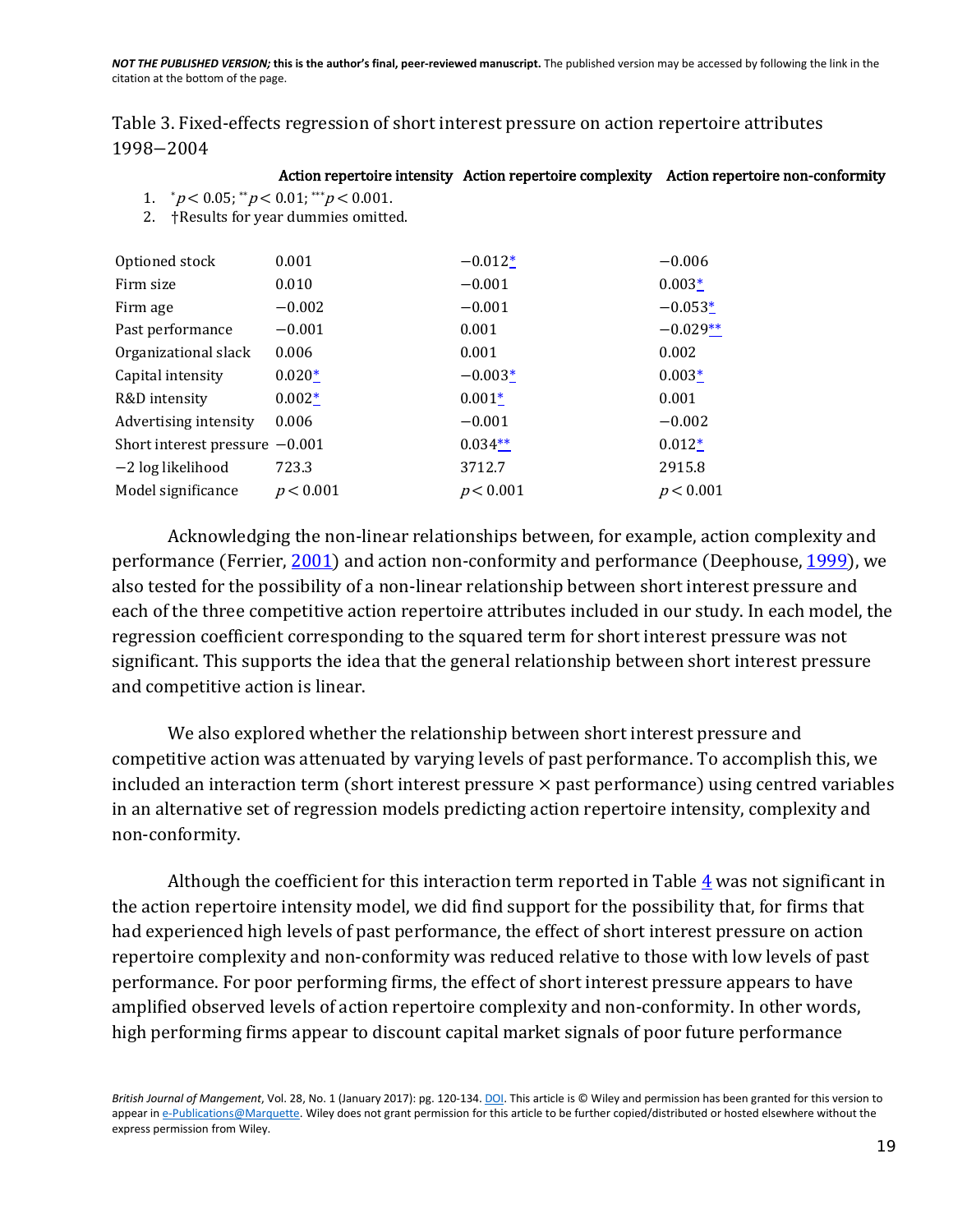Table 3. Fixed-effects regression of short interest pressure on action repertoire attributes 1998–2004

1. $^{*}p < 0.05$; $^{**}p < 0.01$; $^{***}p < 0.001$.
2. †Results for year dummies omitted.

| | Action repertoire intensity | Action repertoire complexity | Action repertoire non-conformity |
|---|---|---|---|
| Optioned stock | 0.001 | −0.012* | −0.006 |
| Firm size | 0.010 | −0.001 | 0.003* |
| Firm age | −0.002 | −0.001 | −0.053* |
| Past performance | −0.001 | 0.001 | −0.029** |
| Organizational slack | 0.006 | 0.001 | 0.002 |
| Capital intensity | 0.020* | −0.003* | 0.003* |
| R&D intensity | 0.002* | 0.001* | 0.001 |
| Advertising intensity | 0.006 | −0.001 | −0.002 |
| Short interest pressure | −0.001 | 0.034** | 0.012* |
| −2 log likelihood | 723.3 | 3712.7 | 2915.8 |
| Model significance | $p < 0.001$ | $p < 0.001$ | $p < 0.001$ |

Acknowledging the non-linear relationships between, for example, action complexity and performance (Ferrier, 2001) and action non-conformity and performance (Deephouse, 1999), we also tested for the possibility of a non-linear relationship between short interest pressure and each of the three competitive action repertoire attributes included in our study. In each model, the regression coefficient corresponding to the squared term for short interest pressure was not significant. This supports the idea that the general relationship between short interest pressure and competitive action is linear.

We also explored whether the relationship between short interest pressure and competitive action was attenuated by varying levels of past performance. To accomplish this, we included an interaction term (short interest pressure × past performance) using centred variables in an alternative set of regression models predicting action repertoire intensity, complexity and non-conformity.

Although the coefficient for this interaction term reported in Table 4 was not significant in the action repertoire intensity model, we did find support for the possibility that, for firms that had experienced high levels of past performance, the effect of short interest pressure on action repertoire complexity and non-conformity was reduced relative to those with low levels of past performance. For poor performing firms, the effect of short interest pressure appears to have amplified observed levels of action repertoire complexity and non-conformity. In other words, high performing firms appear to discount capital market signals of poor future performance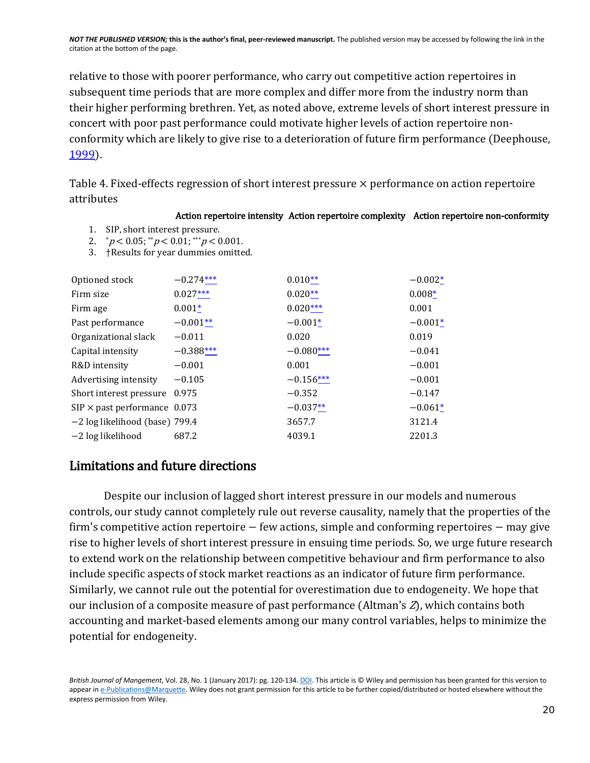relative to those with poorer performance, who carry out competitive action repertoires in subsequent time periods that are more complex and differ more from the industry norm than their higher performing brethren. Yet, as noted above, extreme levels of short interest pressure in concert with poor past performance could motivate higher levels of action repertoire non-conformity which are likely to give rise to a deterioration of future firm performance (Deephouse, 1999).

Table 4. Fixed-effects regression of short interest pressure × performance on action repertoire attributes

1. SIP, short interest pressure.
2. $^{*}p < 0.05$; $^{**}p < 0.01$; $^{***}p < 0.001$.
3. †Results for year dummies omitted.

| | Action repertoire intensity | Action repertoire complexity | Action repertoire non-conformity |
|---|---|---|---|
| Optioned stock | −0.274*** | 0.010** | −0.002* |
| Firm size | 0.027*** | 0.020** | 0.008* |
| Firm age | 0.001* | 0.020*** | 0.001 |
| Past performance | −0.001** | −0.001* | −0.001* |
| Organizational slack | −0.011 | 0.020 | 0.019 |
| Capital intensity | −0.388*** | −0.080*** | −0.041 |
| R&D intensity | −0.001 | 0.001 | −0.001 |
| Advertising intensity | −0.105 | −0.156*** | −0.001 |
| Short interest pressure | 0.975 | −0.352 | −0.147 |
| SIP × past performance | 0.073 | −0.037** | −0.061* |
| −2 log likelihood (base) | 799.4 | 3657.7 | 3121.4 |
| −2 log likelihood | 687.2 | 4039.1 | 2201.3 |

## Limitations and future directions

Despite our inclusion of lagged short interest pressure in our models and numerous controls, our study cannot completely rule out reverse causality, namely that the properties of the firm's competitive action repertoire − few actions, simple and conforming repertoires − may give rise to higher levels of short interest pressure in ensuing time periods. So, we urge future research to extend work on the relationship between competitive behaviour and firm performance to also include specific aspects of stock market reactions as an indicator of future firm performance. Similarly, we cannot rule out the potential for overestimation due to endogeneity. We hope that our inclusion of a composite measure of past performance (Altman's *Z*), which contains both accounting and market-based elements among our many control variables, helps to minimize the potential for endogeneity.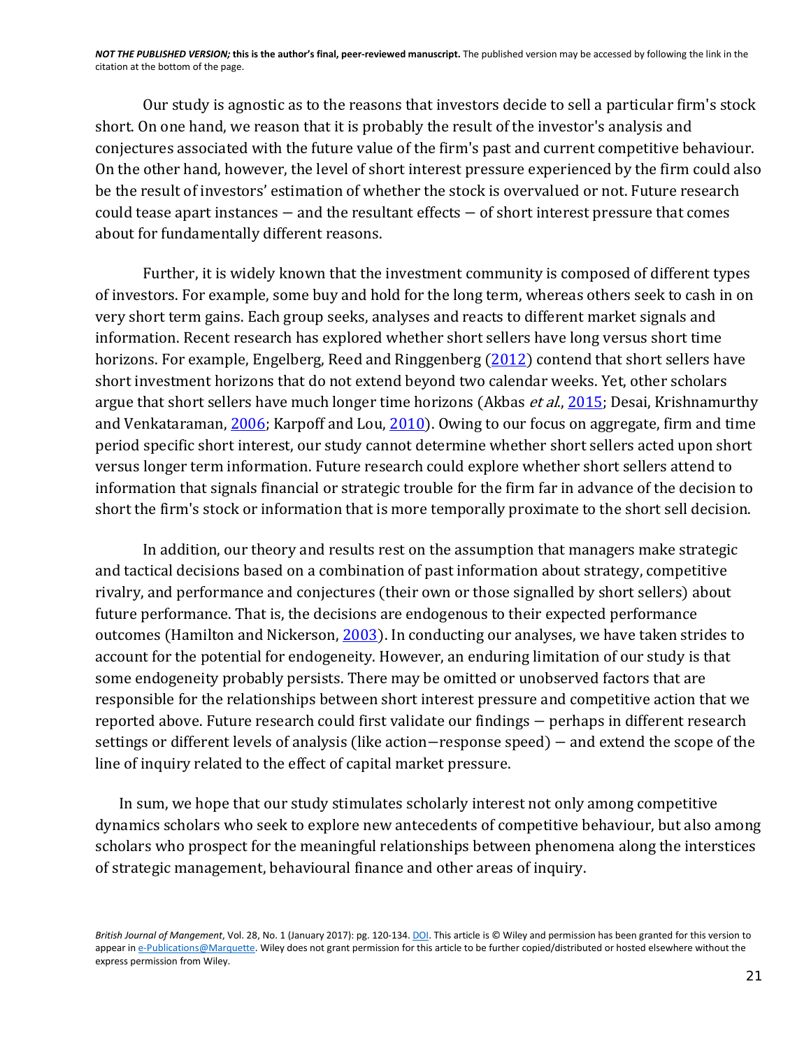Our study is agnostic as to the reasons that investors decide to sell a particular firm's stock short. On one hand, we reason that it is probably the result of the investor's analysis and conjectures associated with the future value of the firm's past and current competitive behaviour. On the other hand, however, the level of short interest pressure experienced by the firm could also be the result of investors' estimation of whether the stock is overvalued or not. Future research could tease apart instances — and the resultant effects — of short interest pressure that comes about for fundamentally different reasons.

Further, it is widely known that the investment community is composed of different types of investors. For example, some buy and hold for the long term, whereas others seek to cash in on very short term gains. Each group seeks, analyses and reacts to different market signals and information. Recent research has explored whether short sellers have long versus short time horizons. For example, Engelberg, Reed and Ringgenberg (2012) contend that short sellers have short investment horizons that do not extend beyond two calendar weeks. Yet, other scholars argue that short sellers have much longer time horizons (Akbas *et al.*, 2015; Desai, Krishnamurthy and Venkataraman, 2006; Karpoff and Lou, 2010). Owing to our focus on aggregate, firm and time period specific short interest, our study cannot determine whether short sellers acted upon short versus longer term information. Future research could explore whether short sellers attend to information that signals financial or strategic trouble for the firm far in advance of the decision to short the firm's stock or information that is more temporally proximate to the short sell decision.

In addition, our theory and results rest on the assumption that managers make strategic and tactical decisions based on a combination of past information about strategy, competitive rivalry, and performance and conjectures (their own or those signalled by short sellers) about future performance. That is, the decisions are endogenous to their expected performance outcomes (Hamilton and Nickerson, 2003). In conducting our analyses, we have taken strides to account for the potential for endogeneity. However, an enduring limitation of our study is that some endogeneity probably persists. There may be omitted or unobserved factors that are responsible for the relationships between short interest pressure and competitive action that we reported above. Future research could first validate our findings — perhaps in different research settings or different levels of analysis (like action−response speed) — and extend the scope of the line of inquiry related to the effect of capital market pressure.

In sum, we hope that our study stimulates scholarly interest not only among competitive dynamics scholars who seek to explore new antecedents of competitive behaviour, but also among scholars who prospect for the meaningful relationships between phenomena along the interstices of strategic management, behavioural finance and other areas of inquiry.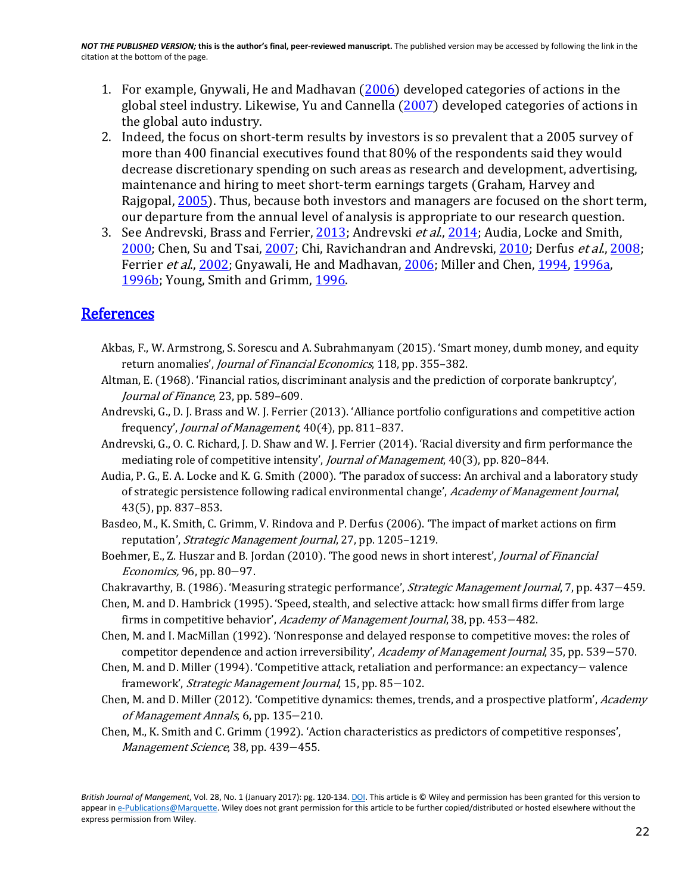1. For example, Gnywali, He and Madhavan (2006) developed categories of actions in the global steel industry. Likewise, Yu and Cannella (2007) developed categories of actions in the global auto industry.
2. Indeed, the focus on short-term results by investors is so prevalent that a 2005 survey of more than 400 financial executives found that 80% of the respondents said they would decrease discretionary spending on such areas as research and development, advertising, maintenance and hiring to meet short-term earnings targets (Graham, Harvey and Rajgopal, 2005). Thus, because both investors and managers are focused on the short term, our departure from the annual level of analysis is appropriate to our research question.
3. See Andrevski, Brass and Ferrier, 2013; Andrevski *et al.*, 2014; Audia, Locke and Smith, 2000; Chen, Su and Tsai, 2007; Chi, Ravichandran and Andrevski, 2010; Derfus *et al.*, 2008; Ferrier *et al.*, 2002; Gnyawali, He and Madhavan, 2006; Miller and Chen, 1994, 1996a, 1996b; Young, Smith and Grimm, 1996.

## References

Akbas, F., W. Armstrong, S. Sorescu and A. Subrahmanyam (2015). 'Smart money, dumb money, and equity return anomalies', *Journal of Financial Economics*, 118, pp. 355–382.

Altman, E. (1968). 'Financial ratios, discriminant analysis and the prediction of corporate bankruptcy', *Journal of Finance*, 23, pp. 589–609.

Andrevski, G., D. J. Brass and W. J. Ferrier (2013). 'Alliance portfolio configurations and competitive action frequency', *Journal of Management*, 40(4), pp. 811–837.

Andrevski, G., O. C. Richard, J. D. Shaw and W. J. Ferrier (2014). 'Racial diversity and firm performance the mediating role of competitive intensity', *Journal of Management*, 40(3), pp. 820–844.

Audia, P. G., E. A. Locke and K. G. Smith (2000). 'The paradox of success: An archival and a laboratory study of strategic persistence following radical environmental change', *Academy of Management Journal*, 43(5), pp. 837–853.

Basdeo, M., K. Smith, C. Grimm, V. Rindova and P. Derfus (2006). 'The impact of market actions on firm reputation', *Strategic Management Journal*, 27, pp. 1205–1219.

Boehmer, E., Z. Huszar and B. Jordan (2010). 'The good news in short interest', *Journal of Financial Economics,* 96, pp. 80−97.

Chakravarthy, B. (1986). 'Measuring strategic performance', *Strategic Management Journal*, 7, pp. 437−459.

Chen, M. and D. Hambrick (1995). 'Speed, stealth, and selective attack: how small firms differ from large firms in competitive behavior', *Academy of Management Journal*, 38, pp. 453−482.

Chen, M. and I. MacMillan (1992). 'Nonresponse and delayed response to competitive moves: the roles of competitor dependence and action irreversibility', *Academy of Management Journal*, 35, pp. 539−570.

Chen, M. and D. Miller (1994). 'Competitive attack, retaliation and performance: an expectancy− valence framework', *Strategic Management Journal*, 15, pp. 85−102.

Chen, M. and D. Miller (2012). 'Competitive dynamics: themes, trends, and a prospective platform', *Academy of Management Annals*, 6, pp. 135−210.

Chen, M., K. Smith and C. Grimm (1992). 'Action characteristics as predictors of competitive responses', *Management Science*, 38, pp. 439−455.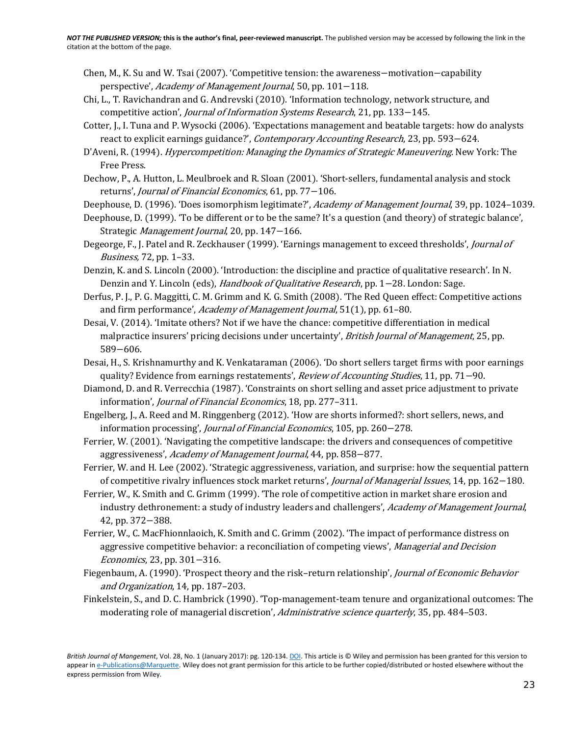Chen, M., K. Su and W. Tsai (2007). 'Competitive tension: the awareness−motivation−capability perspective', *Academy of Management Journal*, 50, pp. 101−118.

Chi, L., T. Ravichandran and G. Andrevski (2010). 'Information technology, network structure, and competitive action', *Journal of Information Systems Research*, 21, pp. 133−145.

Cotter, J., I. Tuna and P. Wysocki (2006). 'Expectations management and beatable targets: how do analysts react to explicit earnings guidance?', *Contemporary Accounting Research*, 23, pp. 593−624.

D'Aveni, R. (1994). *Hypercompetition: Managing the Dynamics of Strategic Maneuvering*. New York: The Free Press.

Dechow, P., A. Hutton, L. Meulbroek and R. Sloan (2001). 'Short-sellers, fundamental analysis and stock returns', *Journal of Financial Economics*, 61, pp. 77−106.

Deephouse, D. (1996). 'Does isomorphism legitimate?', *Academy of Management Journal*, 39, pp. 1024–1039.

Deephouse, D. (1999). 'To be different or to be the same? It's a question (and theory) of strategic balance', Strategic *Management Journal*, 20, pp. 147−166.

Degeorge, F., J. Patel and R. Zeckhauser (1999). 'Earnings management to exceed thresholds', *Journal of Business,* 72, pp. 1–33.

Denzin, K. and S. Lincoln (2000). 'Introduction: the discipline and practice of qualitative research'. In N. Denzin and Y. Lincoln (eds), *Handbook of Qualitative Research*, pp. 1−28. London: Sage.

Derfus, P. J., P. G. Maggitti, C. M. Grimm and K. G. Smith (2008). 'The Red Queen effect: Competitive actions and firm performance', *Academy of Management Journal*, 51(1), pp. 61–80.

Desai, V. (2014). 'Imitate others? Not if we have the chance: competitive differentiation in medical malpractice insurers' pricing decisions under uncertainty', *British Journal of Management*, 25, pp. 589−606.

Desai, H., S. Krishnamurthy and K. Venkataraman (2006). 'Do short sellers target firms with poor earnings quality? Evidence from earnings restatements', *Review of Accounting Studies*, 11, pp. 71−90.

Diamond, D. and R. Verrecchia (1987). 'Constraints on short selling and asset price adjustment to private information', *Journal of Financial Economics*, 18, pp. 277–311.

Engelberg, J., A. Reed and M. Ringgenberg (2012). 'How are shorts informed?: short sellers, news, and information processing', *Journal of Financial Economics*, 105, pp. 260−278.

Ferrier, W. (2001). 'Navigating the competitive landscape: the drivers and consequences of competitive aggressiveness', *Academy of Management Journal*, 44, pp. 858−877.

Ferrier, W. and H. Lee (2002). 'Strategic aggressiveness, variation, and surprise: how the sequential pattern of competitive rivalry influences stock market returns', *Journal of Managerial Issues*, 14, pp. 162−180.

Ferrier, W., K. Smith and C. Grimm (1999). 'The role of competitive action in market share erosion and industry dethronement: a study of industry leaders and challengers', *Academy of Management Journal*, 42, pp. 372−388.

Ferrier, W., C. MacFhionnlaoich, K. Smith and C. Grimm (2002). 'The impact of performance distress on aggressive competitive behavior: a reconciliation of competing views', *Managerial and Decision Economics*, 23, pp. 301−316.

Fiegenbaum, A. (1990). 'Prospect theory and the risk–return relationship', *Journal of Economic Behavior and Organization*, 14, pp. 187–203.

Finkelstein, S., and D. C. Hambrick (1990). 'Top-management-team tenure and organizational outcomes: The moderating role of managerial discretion', *Administrative science quarterly*, 35, pp. 484–503.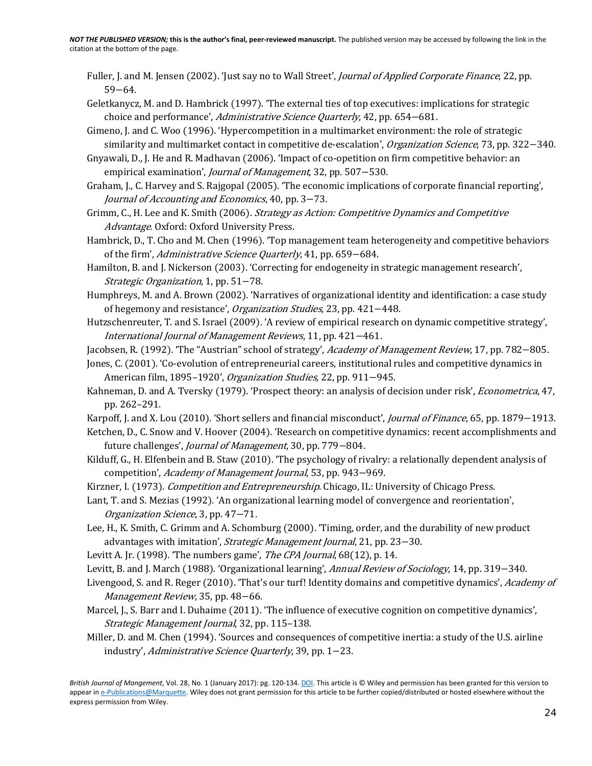Fuller, J. and M. Jensen (2002). 'Just say no to Wall Street', *Journal of Applied Corporate Finance*, 22, pp. 59–64.

Geletkanycz, M. and D. Hambrick (1997). 'The external ties of top executives: implications for strategic choice and performance', *Administrative Science Quarterly*, 42, pp. 654–681.

Gimeno, J. and C. Woo (1996). 'Hypercompetition in a multimarket environment: the role of strategic similarity and multimarket contact in competitive de-escalation', *Organization Science*, 73, pp. 322–340.

Gnyawali, D., J. He and R. Madhavan (2006). 'Impact of co-opetition on firm competitive behavior: an empirical examination', *Journal of Management*, 32, pp. 507–530.

Graham, J., C. Harvey and S. Rajgopal (2005). 'The economic implications of corporate financial reporting', *Journal of Accounting and Economics*, 40, pp. 3–73.

Grimm, C., H. Lee and K. Smith (2006). *Strategy as Action: Competitive Dynamics and Competitive Advantage*. Oxford: Oxford University Press.

Hambrick, D., T. Cho and M. Chen (1996). 'Top management team heterogeneity and competitive behaviors of the firm', *Administrative Science Quarterly*, 41, pp. 659–684.

Hamilton, B. and J. Nickerson (2003). 'Correcting for endogeneity in strategic management research', *Strategic Organization*, 1, pp. 51–78.

Humphreys, M. and A. Brown (2002). 'Narratives of organizational identity and identification: a case study of hegemony and resistance', *Organization Studies*, 23, pp. 421–448.

Hutzschenreuter, T. and S. Israel (2009). 'A review of empirical research on dynamic competitive strategy', *International Journal of Management Reviews*, 11, pp. 421–461.

Jacobsen, R. (1992). 'The "Austrian" school of strategy', *Academy of Management Review*, 17, pp. 782–805.

Jones, C. (2001). 'Co-evolution of entrepreneurial careers, institutional rules and competitive dynamics in American film, 1895–1920', *Organization Studies*, 22, pp. 911–945.

Kahneman, D. and A. Tversky (1979). 'Prospect theory: an analysis of decision under risk', *Econometrica*, 47, pp. 262–291.

Karpoff, J. and X. Lou (2010). 'Short sellers and financial misconduct', *Journal of Finance*, 65, pp. 1879–1913.

Ketchen, D., C. Snow and V. Hoover (2004). 'Research on competitive dynamics: recent accomplishments and future challenges', *Journal of Management*, 30, pp. 779–804.

Kilduff, G., H. Elfenbein and B. Staw (2010). 'The psychology of rivalry: a relationally dependent analysis of competition', *Academy of Management Journal*, 53, pp. 943–969.

Kirzner, I. (1973). *Competition and Entrepreneurship*. Chicago, IL: University of Chicago Press.

Lant, T. and S. Mezias (1992). 'An organizational learning model of convergence and reorientation', *Organization Science*, 3, pp. 47–71.

Lee, H., K. Smith, C. Grimm and A. Schomburg (2000). 'Timing, order, and the durability of new product advantages with imitation', *Strategic Management Journal*, 21, pp. 23–30.

Levitt A. Jr. (1998). 'The numbers game', *The CPA Journal*, 68(12), p. 14.

Levitt, B. and J. March (1988). 'Organizational learning', *Annual Review of Sociology*, 14, pp. 319–340.

Livengood, S. and R. Reger (2010). 'That's our turf! Identity domains and competitive dynamics', *Academy of Management Review*, 35, pp. 48–66.

Marcel, J., S. Barr and I. Duhaime (2011). 'The influence of executive cognition on competitive dynamics', *Strategic Management Journal*, 32, pp. 115–138.

Miller, D. and M. Chen (1994). 'Sources and consequences of competitive inertia: a study of the U.S. airline industry', *Administrative Science Quarterly*, 39, pp. 1–23.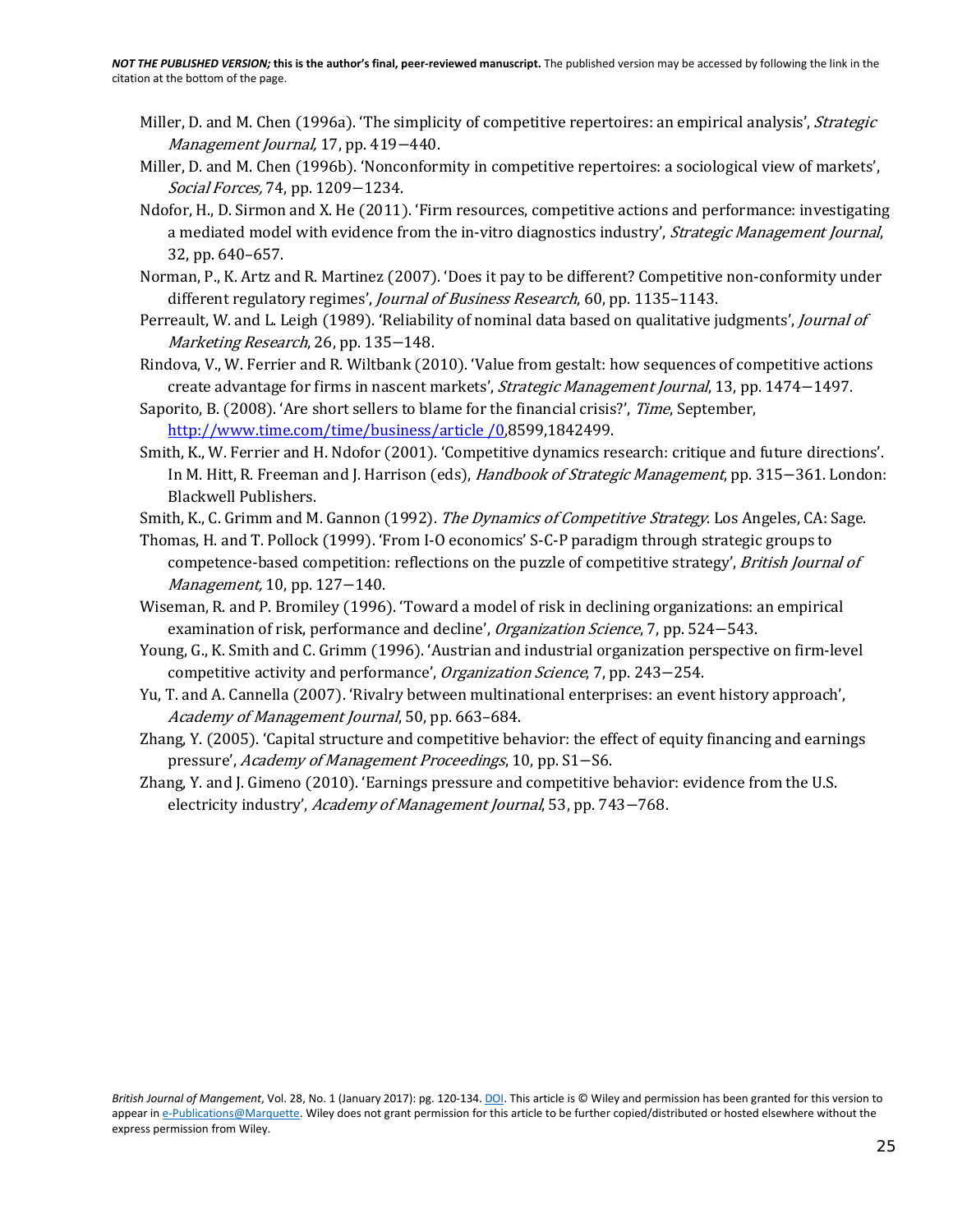Miller, D. and M. Chen (1996a). 'The simplicity of competitive repertoires: an empirical analysis', *Strategic Management Journal,* 17, pp. 419−440.

Miller, D. and M. Chen (1996b). 'Nonconformity in competitive repertoires: a sociological view of markets', *Social Forces,* 74, pp. 1209−1234.

Ndofor, H., D. Sirmon and X. He (2011). 'Firm resources, competitive actions and performance: investigating a mediated model with evidence from the in-vitro diagnostics industry', *Strategic Management Journal*, 32, pp. 640–657.

Norman, P., K. Artz and R. Martinez (2007). 'Does it pay to be different? Competitive non-conformity under different regulatory regimes', *Journal of Business Research*, 60, pp. 1135–1143.

Perreault, W. and L. Leigh (1989). 'Reliability of nominal data based on qualitative judgments', *Journal of Marketing Research*, 26, pp. 135−148.

Rindova, V., W. Ferrier and R. Wiltbank (2010). 'Value from gestalt: how sequences of competitive actions create advantage for firms in nascent markets', *Strategic Management Journal*, 13, pp. 1474−1497.

Saporito, B. (2008). 'Are short sellers to blame for the financial crisis?', *Time*, September, http://www.time.com/time/business/article /0,8599,1842499.

Smith, K., W. Ferrier and H. Ndofor (2001). 'Competitive dynamics research: critique and future directions'. In M. Hitt, R. Freeman and J. Harrison (eds), *Handbook of Strategic Management*, pp. 315−361. London: Blackwell Publishers.

Smith, K., C. Grimm and M. Gannon (1992). *The Dynamics of Competitive Strategy*. Los Angeles, CA: Sage.

Thomas, H. and T. Pollock (1999). 'From I-O economics' S-C-P paradigm through strategic groups to competence-based competition: reflections on the puzzle of competitive strategy', *British Journal of Management,* 10, pp. 127−140.

Wiseman, R. and P. Bromiley (1996). 'Toward a model of risk in declining organizations: an empirical examination of risk, performance and decline', *Organization Science*, 7, pp. 524−543.

Young, G., K. Smith and C. Grimm (1996). 'Austrian and industrial organization perspective on firm-level competitive activity and performance', *Organization Science*, 7, pp. 243−254.

Yu, T. and A. Cannella (2007). 'Rivalry between multinational enterprises: an event history approach', *Academy of Management Journal*, 50, pp. 663–684.

Zhang, Y. (2005). 'Capital structure and competitive behavior: the effect of equity financing and earnings pressure', *Academy of Management Proceedings*, 10, pp. S1−S6.

Zhang, Y. and J. Gimeno (2010). 'Earnings pressure and competitive behavior: evidence from the U.S. electricity industry', *Academy of Management Journal*, 53, pp. 743−768.